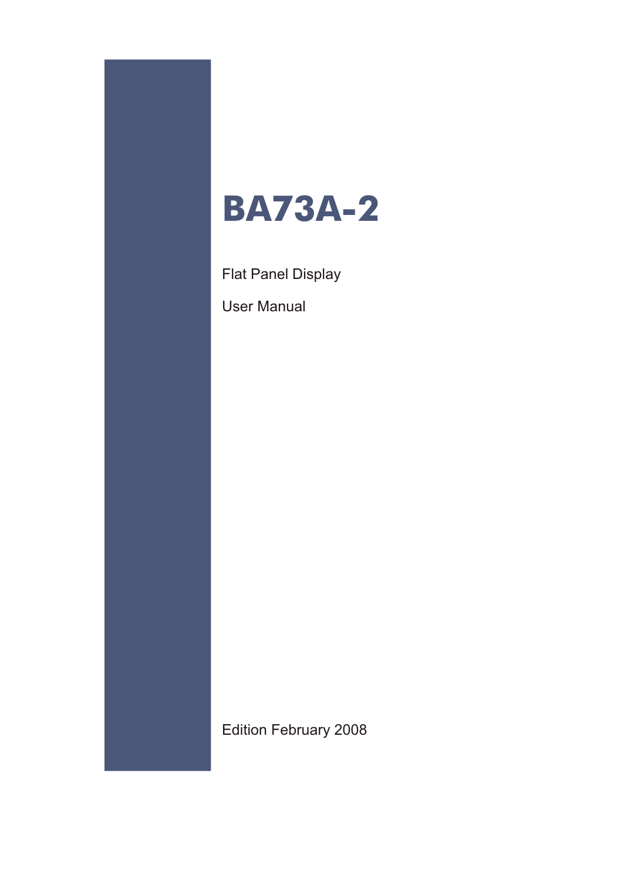# BA73A-2

Flat Panel Display

User Manual

Edition February 2008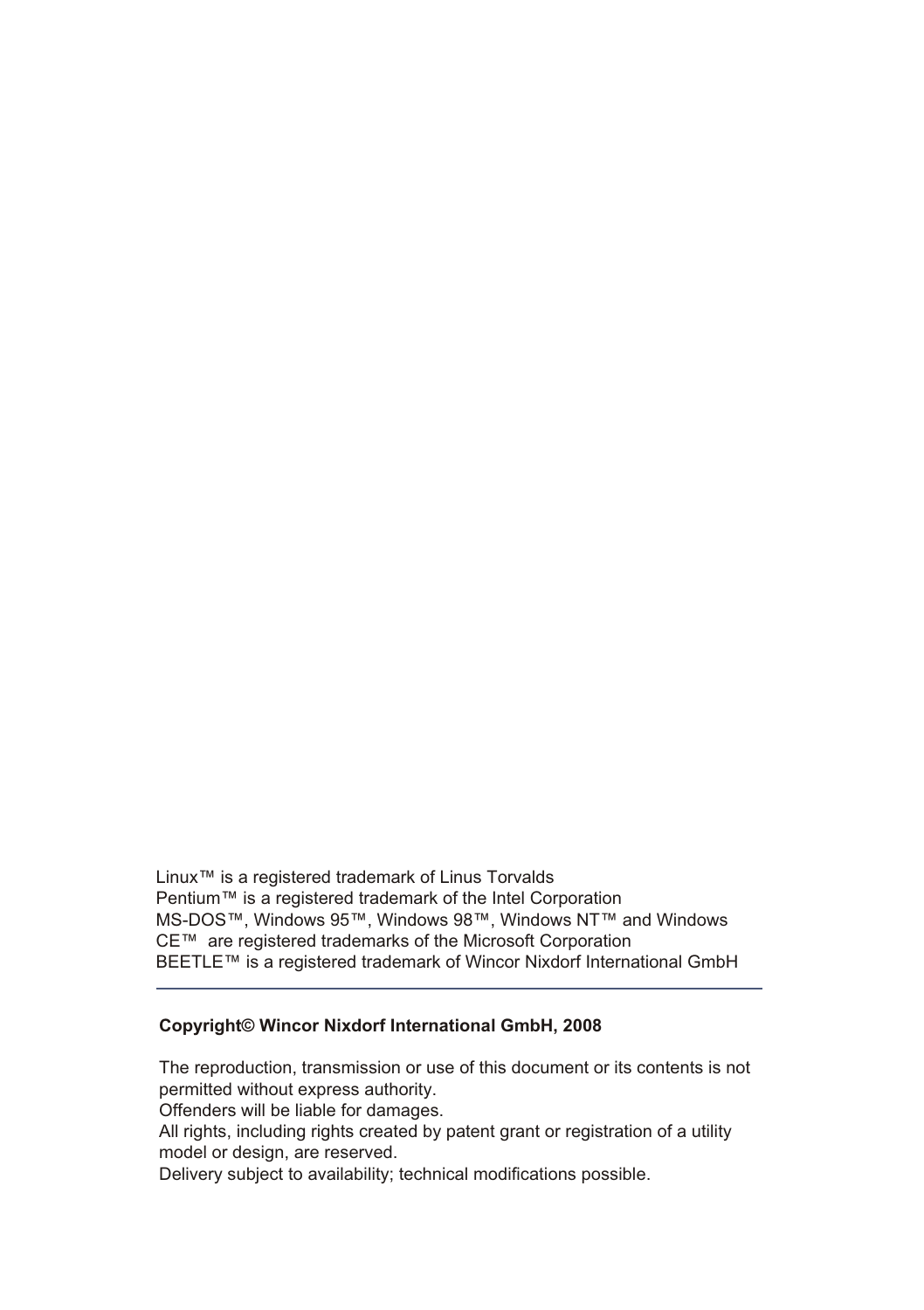Linux™ is a registered trademark of Linus Torvalds
Pentium™ is a registered trademark of the Intel Corporation
MS-DOS™, Windows 95™, Windows 98™, Windows NT™ and Windows CE™ are registered trademarks of the Microsoft Corporation
BEETLE™ is a registered trademark of Wincor Nixdorf International GmbH

---

**Copyright© Wincor Nixdorf International GmbH, 2008**

The reproduction, transmission or use of this document or its contents is not permitted without express authority.
Offenders will be liable for damages.
All rights, including rights created by patent grant or registration of a utility model or design, are reserved.
Delivery subject to availability; technical modifications possible.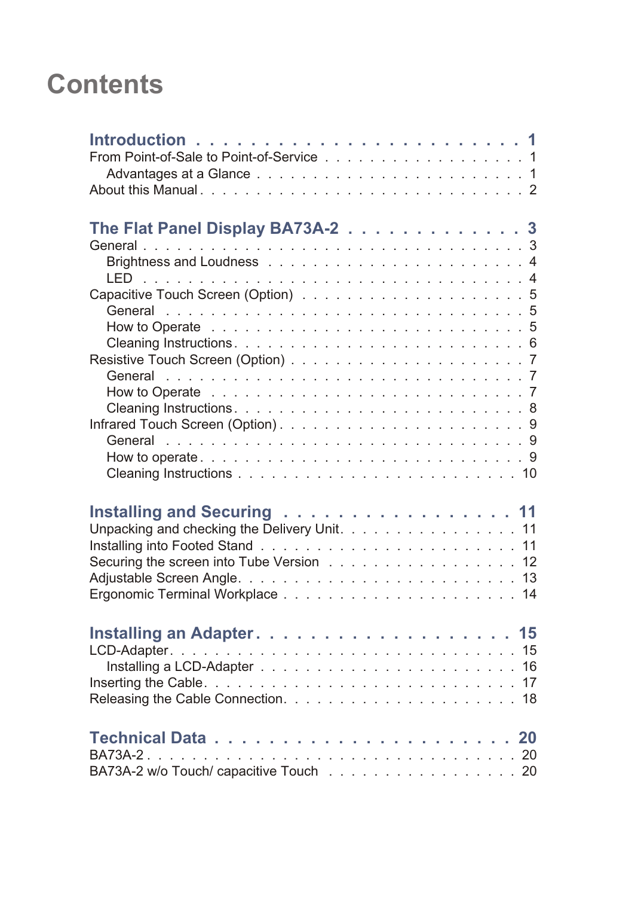# Contents

**Introduction . . . . . . . . . . . . . . . . . . . . . . . 1**
From Point-of-Sale to Point-of-Service . . . . . . . . . . . . . . . . . . 1
  Advantages at a Glance . . . . . . . . . . . . . . . . . . . . . . . 1
About this Manual . . . . . . . . . . . . . . . . . . . . . . . . . . . 2

**The Flat Panel Display BA73A-2 . . . . . . . . . . . . . 3**
General . . . . . . . . . . . . . . . . . . . . . . . . . . . . . . . 3
  Brightness and Loudness . . . . . . . . . . . . . . . . . . . . . . 4
  LED . . . . . . . . . . . . . . . . . . . . . . . . . . . . . . . . 4
Capacitive Touch Screen (Option) . . . . . . . . . . . . . . . . . . . 5
  General . . . . . . . . . . . . . . . . . . . . . . . . . . . . . . 5
  How to Operate . . . . . . . . . . . . . . . . . . . . . . . . . . . 5
  Cleaning Instructions . . . . . . . . . . . . . . . . . . . . . . . 6
Resistive Touch Screen (Option) . . . . . . . . . . . . . . . . . . . . 7
  General . . . . . . . . . . . . . . . . . . . . . . . . . . . . . . 7
  How to Operate . . . . . . . . . . . . . . . . . . . . . . . . . . . 7
  Cleaning Instructions . . . . . . . . . . . . . . . . . . . . . . . 8
Infrared Touch Screen (Option) . . . . . . . . . . . . . . . . . . . . 9
  General . . . . . . . . . . . . . . . . . . . . . . . . . . . . . . 9
  How to operate . . . . . . . . . . . . . . . . . . . . . . . . . . . 9
  Cleaning Instructions . . . . . . . . . . . . . . . . . . . . . . . 10

**Installing and Securing . . . . . . . . . . . . . . . . 11**
Unpacking and checking the Delivery Unit . . . . . . . . . . . . . . . 11
Installing into Footed Stand . . . . . . . . . . . . . . . . . . . . . 11
Securing the screen into Tube Version . . . . . . . . . . . . . . . . 12
Adjustable Screen Angle . . . . . . . . . . . . . . . . . . . . . . . 13
Ergonomic Terminal Workplace . . . . . . . . . . . . . . . . . . . . . 14

**Installing an Adapter . . . . . . . . . . . . . . . . . . 15**
LCD-Adapter . . . . . . . . . . . . . . . . . . . . . . . . . . . . . 15
  Installing a LCD-Adapter . . . . . . . . . . . . . . . . . . . . . . 16
Inserting the Cable . . . . . . . . . . . . . . . . . . . . . . . . . 17
Releasing the Cable Connection . . . . . . . . . . . . . . . . . . . . 18

**Technical Data . . . . . . . . . . . . . . . . . . . . . 20**
BA73A-2 . . . . . . . . . . . . . . . . . . . . . . . . . . . . . . . 20
BA73A-2 w/o Touch/ capacitive Touch . . . . . . . . . . . . . . . . . 20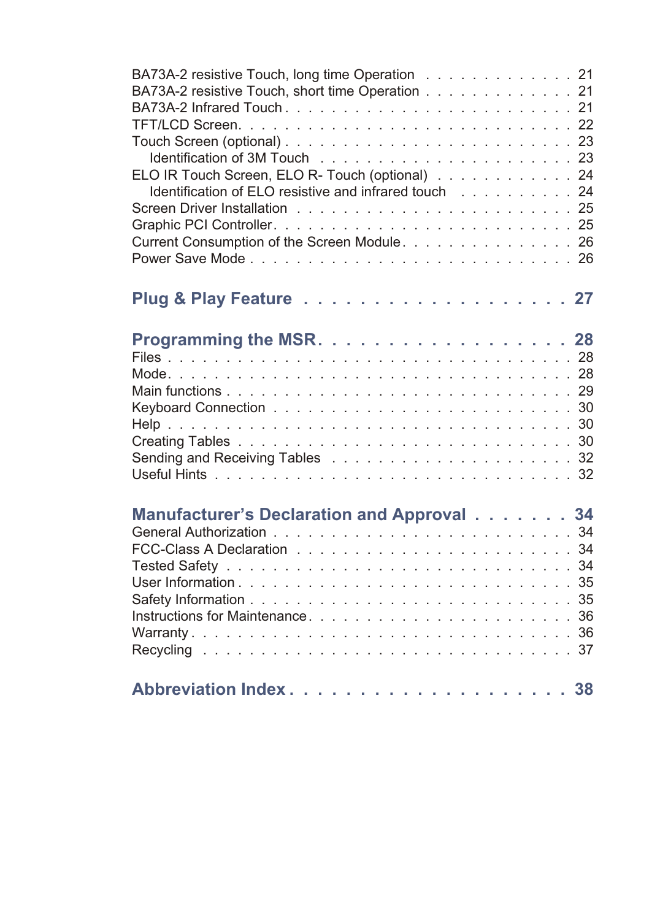BA73A-2 resistive Touch, long time Operation . . . . . . . . . . . . . . 21
BA73A-2 resistive Touch, short time Operation . . . . . . . . . . . . . 21
BA73A-2 Infrared Touch . . . . . . . . . . . . . . . . . . . . . . . . . . . . 21
TFT/LCD Screen. . . . . . . . . . . . . . . . . . . . . . . . . . . . . . . . . 22
Touch Screen (optional) . . . . . . . . . . . . . . . . . . . . . . . . . . . 23
    Identification of 3M Touch . . . . . . . . . . . . . . . . . . . . . . . 23
ELO IR Touch Screen, ELO R- Touch (optional) . . . . . . . . . . . . 24
    Identification of ELO resistive and infrared touch . . . . . . . . . 24
Screen Driver Installation . . . . . . . . . . . . . . . . . . . . . . . . . . 25
Graphic PCI Controller. . . . . . . . . . . . . . . . . . . . . . . . . . . . . 25
Current Consumption of the Screen Module. . . . . . . . . . . . . . . 26
Power Save Mode . . . . . . . . . . . . . . . . . . . . . . . . . . . . . . . 26

## Plug & Play Feature . . . . . . . . . . . . . . . . . . . 27

## Programming the MSR. . . . . . . . . . . . . . . . . . 28

Files . . . . . . . . . . . . . . . . . . . . . . . . . . . . . . . . . . . . . . . 28
Mode. . . . . . . . . . . . . . . . . . . . . . . . . . . . . . . . . . . . . . . 28
Main functions . . . . . . . . . . . . . . . . . . . . . . . . . . . . . . . . . 29
Keyboard Connection . . . . . . . . . . . . . . . . . . . . . . . . . . . . . 30
Help . . . . . . . . . . . . . . . . . . . . . . . . . . . . . . . . . . . . . . . . 30
Creating Tables . . . . . . . . . . . . . . . . . . . . . . . . . . . . . . . . 30
Sending and Receiving Tables . . . . . . . . . . . . . . . . . . . . . . . 32
Useful Hints . . . . . . . . . . . . . . . . . . . . . . . . . . . . . . . . . . 32

## Manufacturer’s Declaration and Approval . . . . . . . 34

General Authorization . . . . . . . . . . . . . . . . . . . . . . . . . . . . 34
FCC-Class A Declaration . . . . . . . . . . . . . . . . . . . . . . . . . . 34
Tested Safety . . . . . . . . . . . . . . . . . . . . . . . . . . . . . . . . . . 34
User Information . . . . . . . . . . . . . . . . . . . . . . . . . . . . . . . . 35
Safety Information . . . . . . . . . . . . . . . . . . . . . . . . . . . . . . . 35
Instructions for Maintenance. . . . . . . . . . . . . . . . . . . . . . . . . 36
Warranty . . . . . . . . . . . . . . . . . . . . . . . . . . . . . . . . . . . . . 36
Recycling . . . . . . . . . . . . . . . . . . . . . . . . . . . . . . . . . . . . 37

## Abbreviation Index . . . . . . . . . . . . . . . . . . . . 38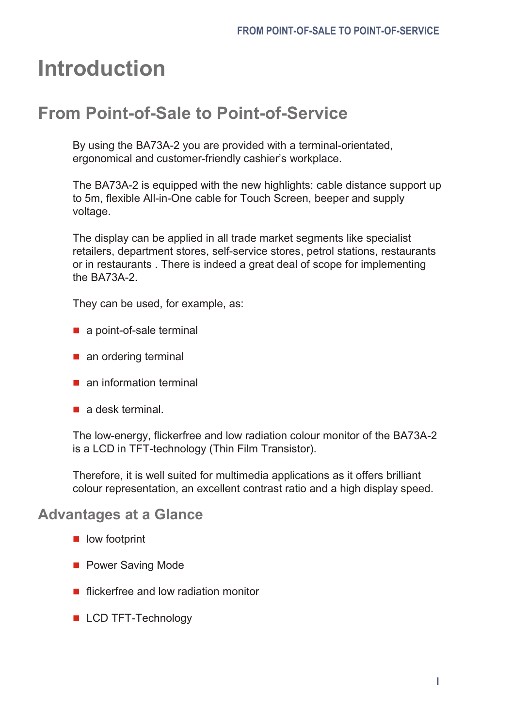# Introduction

## From Point-of-Sale to Point-of-Service

By using the BA73A-2 you are provided with a terminal-orientated, ergonomical and customer-friendly cashier's workplace.

The BA73A-2 is equipped with the new highlights: cable distance support up to 5m, flexible All-in-One cable for Touch Screen, beeper and supply voltage.

The display can be applied in all trade market segments like specialist retailers, department stores, self-service stores, petrol stations, restaurants or in restaurants . There is indeed a great deal of scope for implementing the BA73A-2.

They can be used, for example, as:

- a point-of-sale terminal
- an ordering terminal
- an information terminal
- a desk terminal.

The low-energy, flickerfree and low radiation colour monitor of the BA73A-2 is a LCD in TFT-technology (Thin Film Transistor).

Therefore, it is well suited for multimedia applications as it offers brilliant colour representation, an excellent contrast ratio and a high display speed.

### Advantages at a Glance

- low footprint
- Power Saving Mode
- flickerfree and low radiation monitor
- LCD TFT-Technology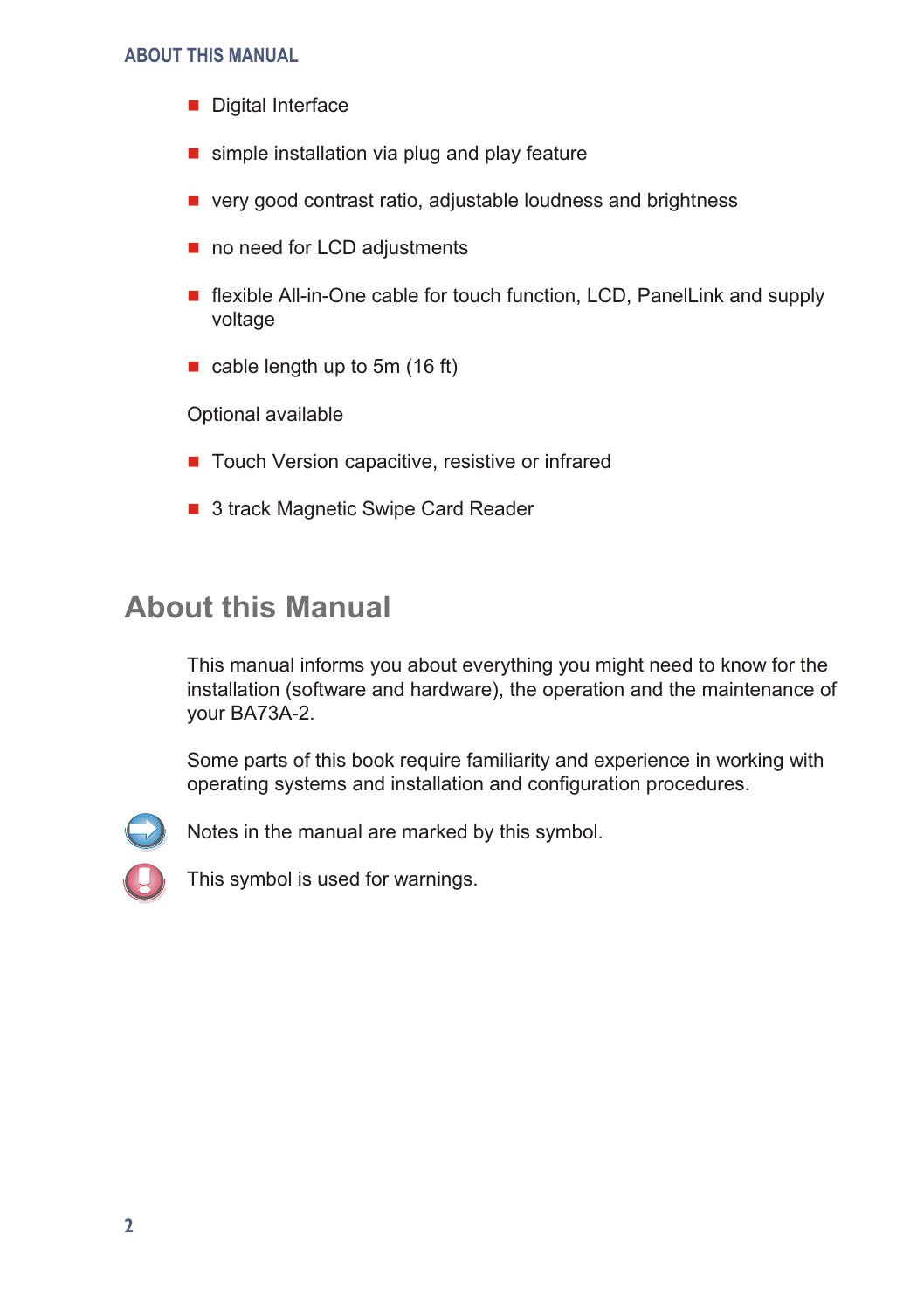- Digital Interface
- simple installation via plug and play feature
- very good contrast ratio, adjustable loudness and brightness
- no need for LCD adjustments
- flexible All-in-One cable for touch function, LCD, PanelLink and supply voltage
- cable length up to 5m (16 ft)

Optional available

- Touch Version capacitive, resistive or infrared
- 3 track Magnetic Swipe Card Reader

## About this Manual

This manual informs you about everything you might need to know for the installation (software and hardware), the operation and the maintenance of your BA73A-2.

Some parts of this book require familiarity and experience in working with operating systems and installation and configuration procedures.

Notes in the manual are marked by this symbol.

This symbol is used for warnings.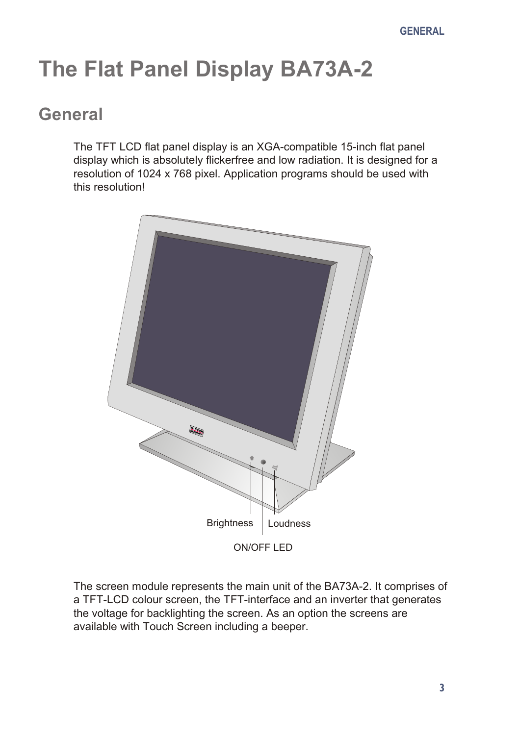# The Flat Panel Display BA73A-2

## General

The TFT LCD flat panel display is an XGA-compatible 15-inch flat panel display which is absolutely flickerfree and low radiation. It is designed for a resolution of 1024 x 768 pixel. Application programs should be used with this resolution!

Brightness

Loudness

ON/OFF LED

The screen module represents the main unit of the BA73A-2. It comprises of a TFT-LCD colour screen, the TFT-interface and an inverter that generates the voltage for backlighting the screen. As an option the screens are available with Touch Screen including a beeper.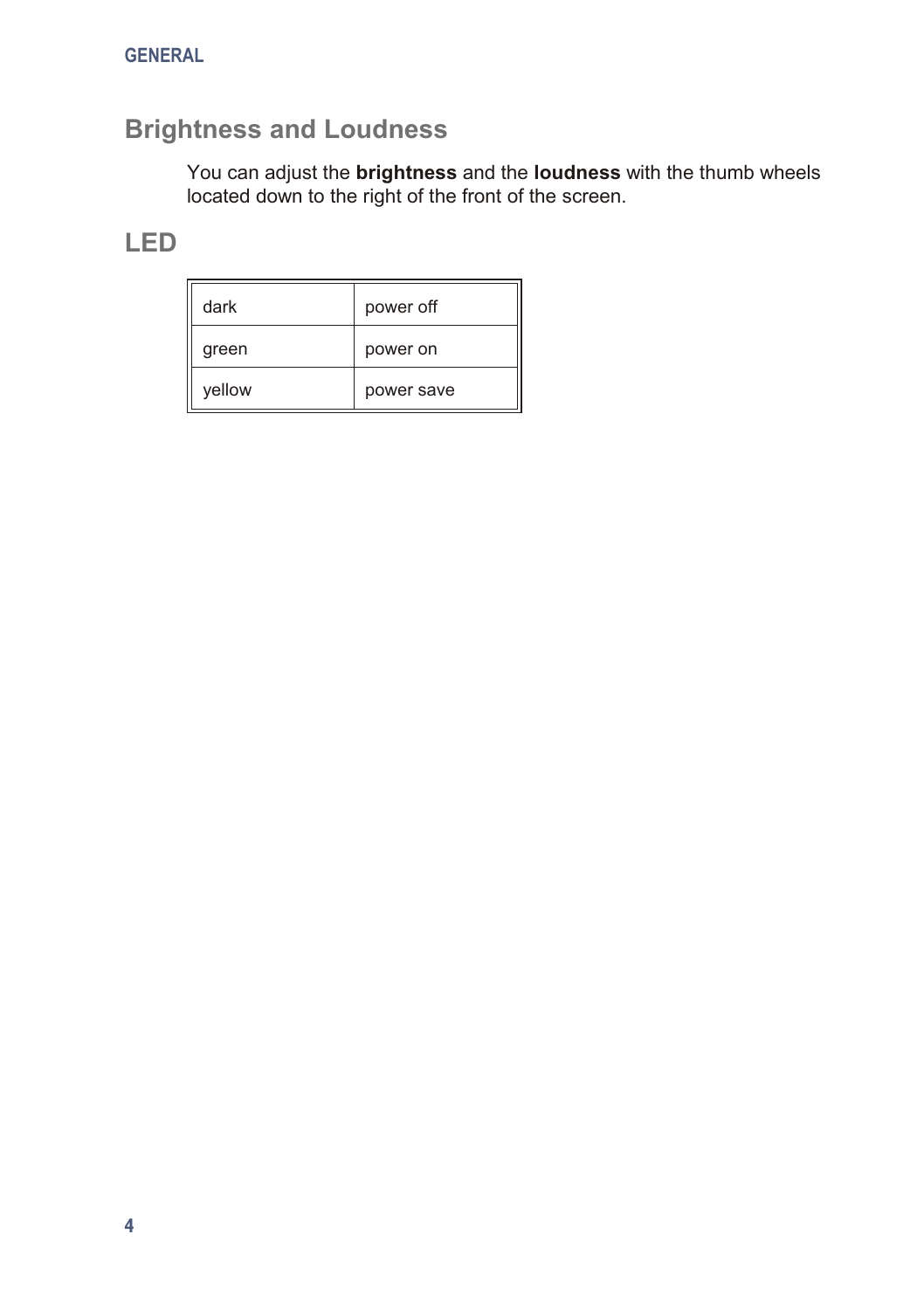## Brightness and Loudness

You can adjust the **brightness** and the **loudness** with the thumb wheels located down to the right of the front of the screen.

## LED

| | |
|---|---|
| dark | power off |
| green | power on |
| yellow | power save |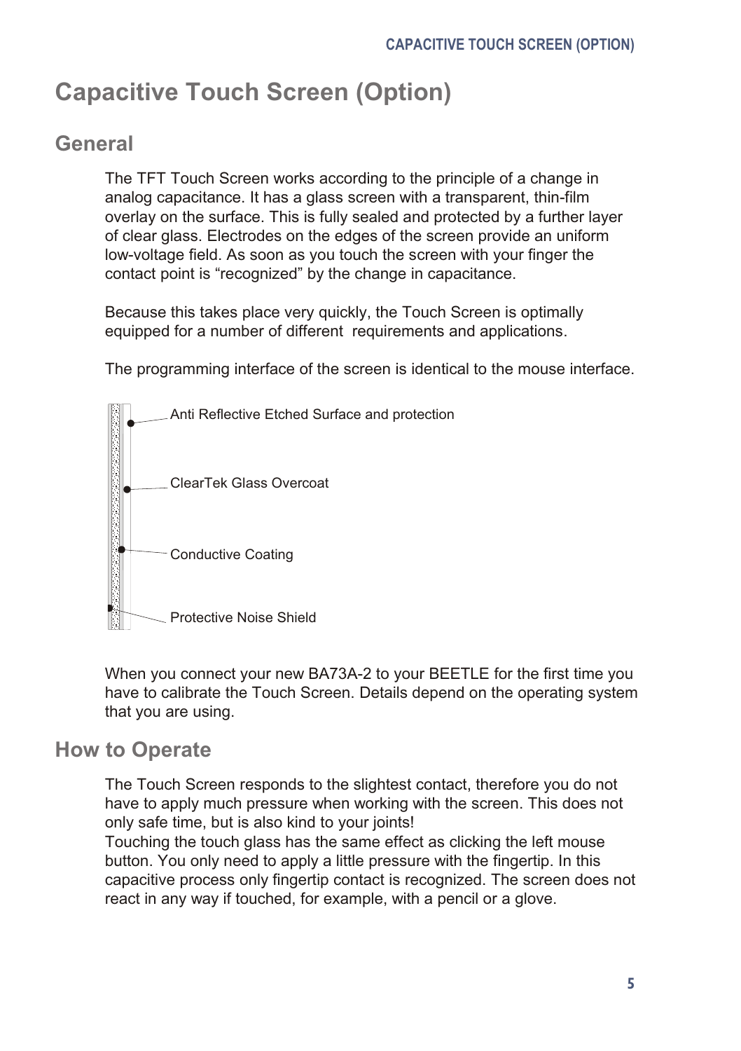# Capacitive Touch Screen (Option)

## General

The TFT Touch Screen works according to the principle of a change in analog capacitance. It has a glass screen with a transparent, thin-film overlay on the surface. This is fully sealed and protected by a further layer of clear glass. Electrodes on the edges of the screen provide an uniform low-voltage field. As soon as you touch the screen with your finger the contact point is “recognized” by the change in capacitance.

Because this takes place very quickly, the Touch Screen is optimally equipped for a number of different requirements and applications.

The programming interface of the screen is identical to the mouse interface.

Anti Reflective Etched Surface and protection

ClearTek Glass Overcoat

Conductive Coating

Protective Noise Shield

When you connect your new BA73A-2 to your BEETLE for the first time you have to calibrate the Touch Screen. Details depend on the operating system that you are using.

## How to Operate

The Touch Screen responds to the slightest contact, therefore you do not have to apply much pressure when working with the screen. This does not only safe time, but is also kind to your joints!
Touching the touch glass has the same effect as clicking the left mouse button. You only need to apply a little pressure with the fingertip. In this capacitive process only fingertip contact is recognized. The screen does not react in any way if touched, for example, with a pencil or a glove.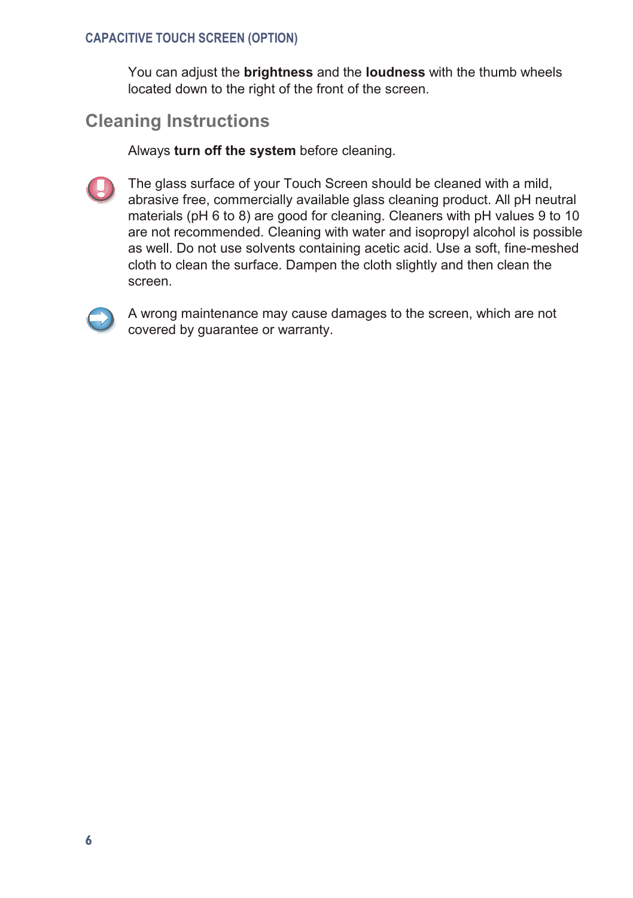You can adjust the **brightness** and the **loudness** with the thumb wheels located down to the right of the front of the screen.

## Cleaning Instructions

Always **turn off the system** before cleaning.

The glass surface of your Touch Screen should be cleaned with a mild, abrasive free, commercially available glass cleaning product. All pH neutral materials (pH 6 to 8) are good for cleaning. Cleaners with pH values 9 to 10 are not recommended. Cleaning with water and isopropyl alcohol is possible as well. Do not use solvents containing acetic acid. Use a soft, fine-meshed cloth to clean the surface. Dampen the cloth slightly and then clean the screen.

A wrong maintenance may cause damages to the screen, which are not covered by guarantee or warranty.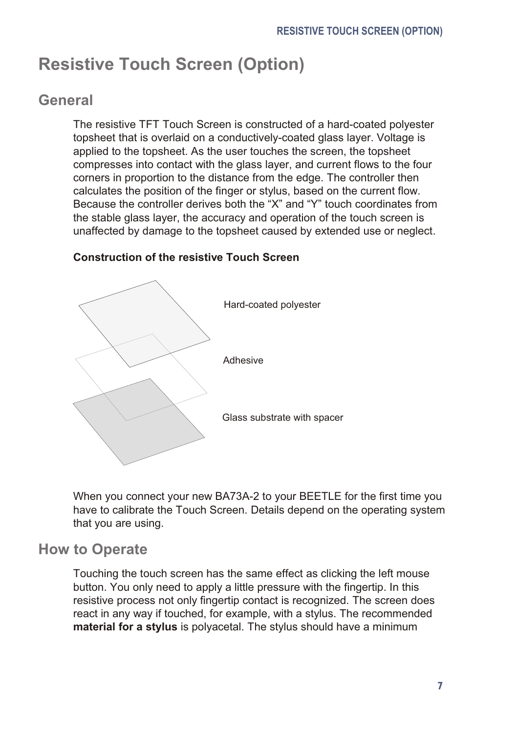# Resistive Touch Screen (Option)

## General

The resistive TFT Touch Screen is constructed of a hard-coated polyester topsheet that is overlaid on a conductively-coated glass layer. Voltage is applied to the topsheet. As the user touches the screen, the topsheet compresses into contact with the glass layer, and current flows to the four corners in proportion to the distance from the edge. The controller then calculates the position of the finger or stylus, based on the current flow. Because the controller derives both the “X” and “Y” touch coordinates from the stable glass layer, the accuracy and operation of the touch screen is unaffected by damage to the topsheet caused by extended use or neglect.

**Construction of the resistive Touch Screen**

Hard-coated polyester

Adhesive

Glass substrate with spacer

When you connect your new BA73A-2 to your BEETLE for the first time you have to calibrate the Touch Screen. Details depend on the operating system that you are using.

## How to Operate

Touching the touch screen has the same effect as clicking the left mouse button. You only need to apply a little pressure with the fingertip. In this resistive process not only fingertip contact is recognized. The screen does react in any way if touched, for example, with a stylus. The recommended **material for a stylus** is polyacetal. The stylus should have a minimum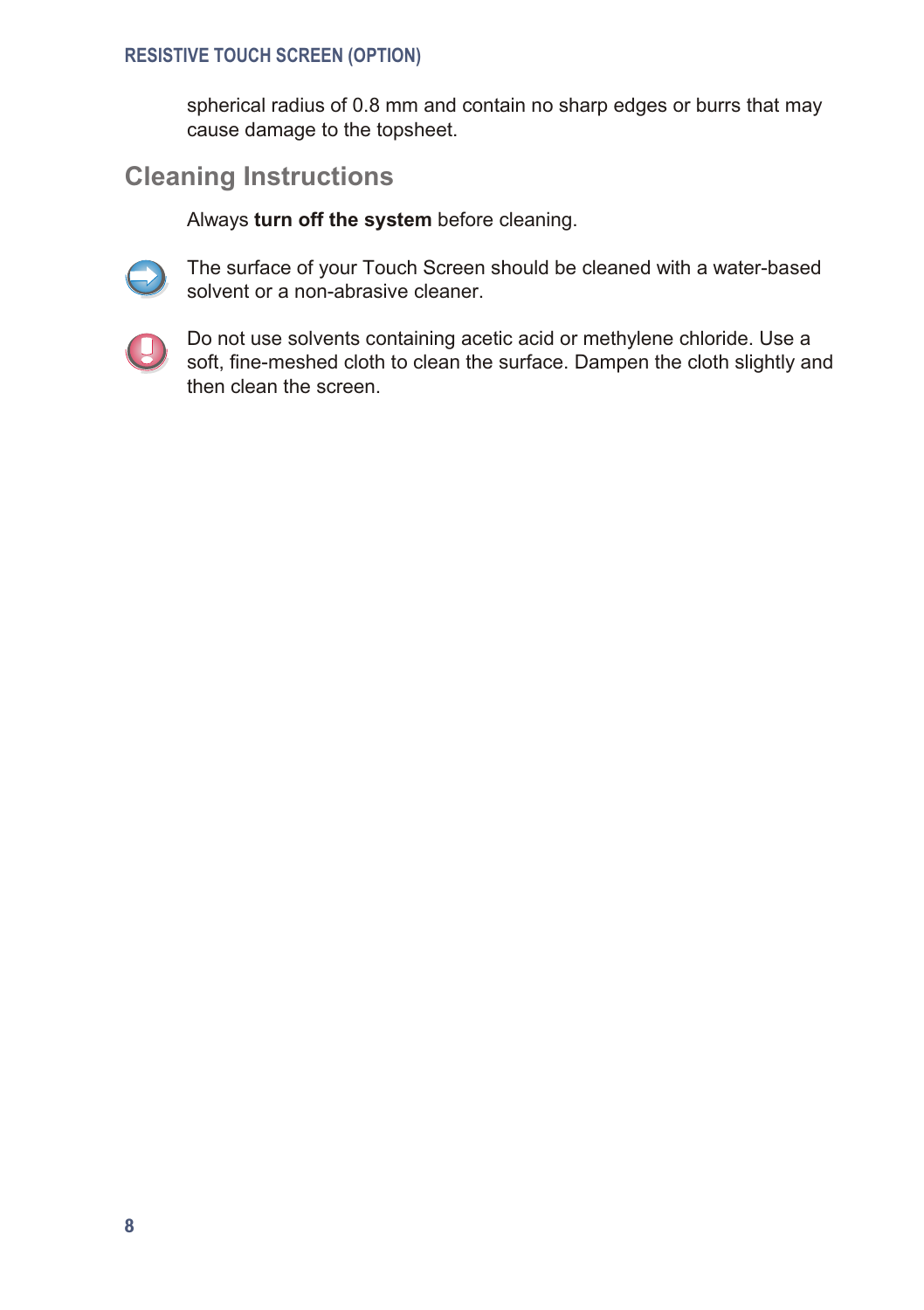spherical radius of 0.8 mm and contain no sharp edges or burrs that may cause damage to the topsheet.

## Cleaning Instructions

Always **turn off the system** before cleaning.

The surface of your Touch Screen should be cleaned with a water-based solvent or a non-abrasive cleaner.

Do not use solvents containing acetic acid or methylene chloride. Use a soft, fine-meshed cloth to clean the surface. Dampen the cloth slightly and then clean the screen.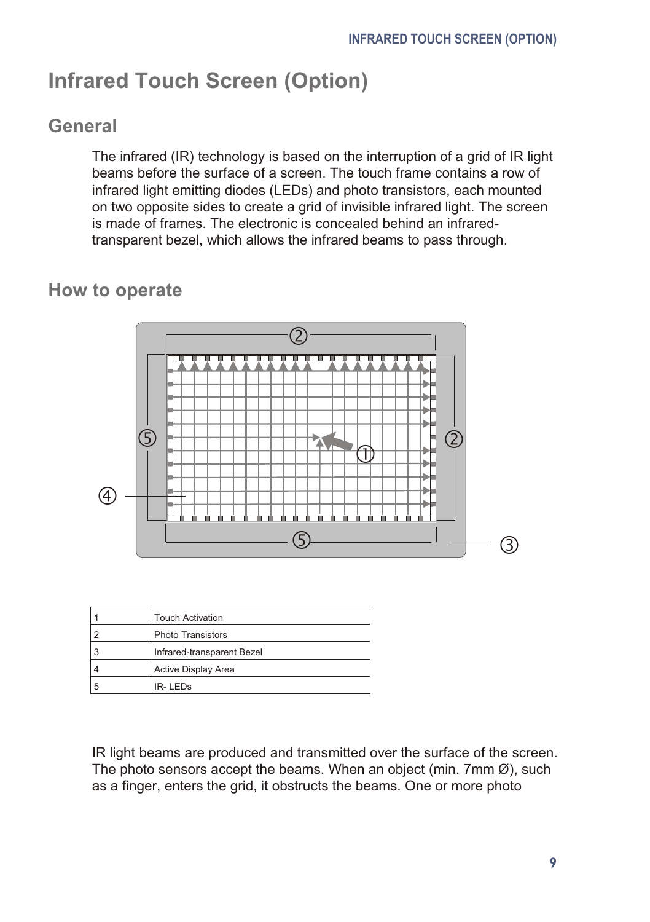# Infrared Touch Screen (Option)

## General

The infrared (IR) technology is based on the interruption of a grid of IR light beams before the surface of a screen. The touch frame contains a row of infrared light emitting diodes (LEDs) and photo transistors, each mounted on two opposite sides to create a grid of invisible infrared light. The screen is made of frames. The electronic is concealed behind an infrared-transparent bezel, which allows the infrared beams to pass through.

## How to operate

| 1 | Touch Activation |
|---|---|
| 2 | Photo Transistors |
| 3 | Infrared-transparent Bezel |
| 4 | Active Display Area |
| 5 | IR- LEDs |

IR light beams are produced and transmitted over the surface of the screen. The photo sensors accept the beams. When an object (min. 7mm Ø), such as a finger, enters the grid, it obstructs the beams. One or more photo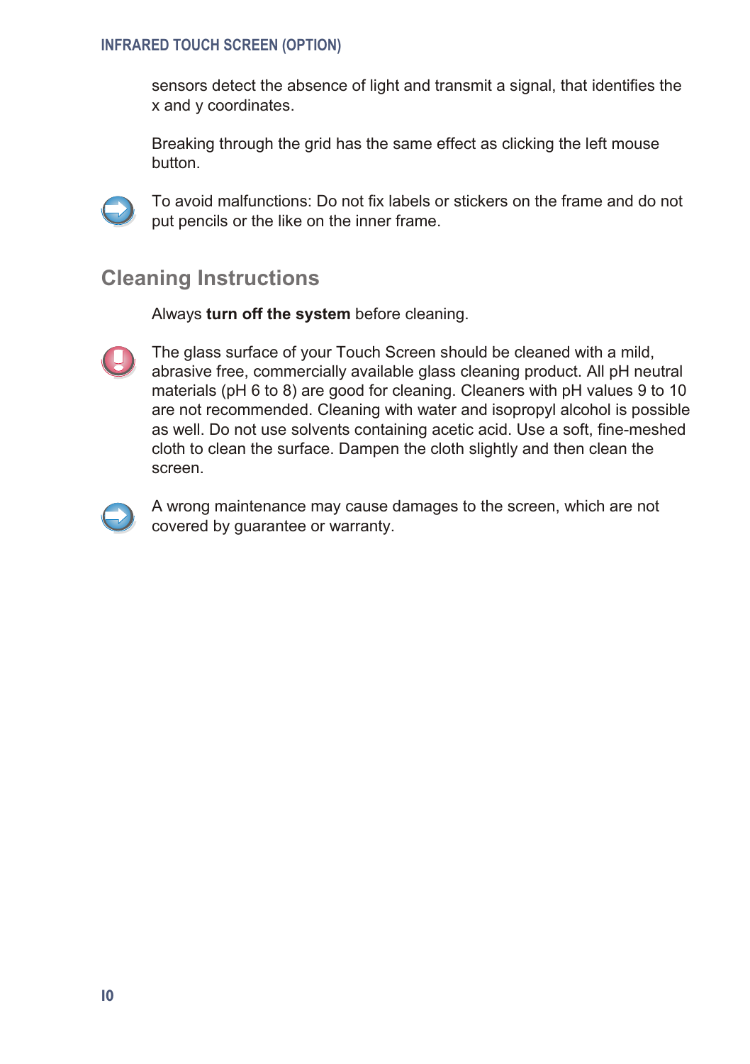sensors detect the absence of light and transmit a signal, that identifies the x and y coordinates.

Breaking through the grid has the same effect as clicking the left mouse button.

To avoid malfunctions: Do not fix labels or stickers on the frame and do not put pencils or the like on the inner frame.

## Cleaning Instructions

Always **turn off the system** before cleaning.

The glass surface of your Touch Screen should be cleaned with a mild, abrasive free, commercially available glass cleaning product. All pH neutral materials (pH 6 to 8) are good for cleaning. Cleaners with pH values 9 to 10 are not recommended. Cleaning with water and isopropyl alcohol is possible as well. Do not use solvents containing acetic acid. Use a soft, fine-meshed cloth to clean the surface. Dampen the cloth slightly and then clean the screen.

A wrong maintenance may cause damages to the screen, which are not covered by guarantee or warranty.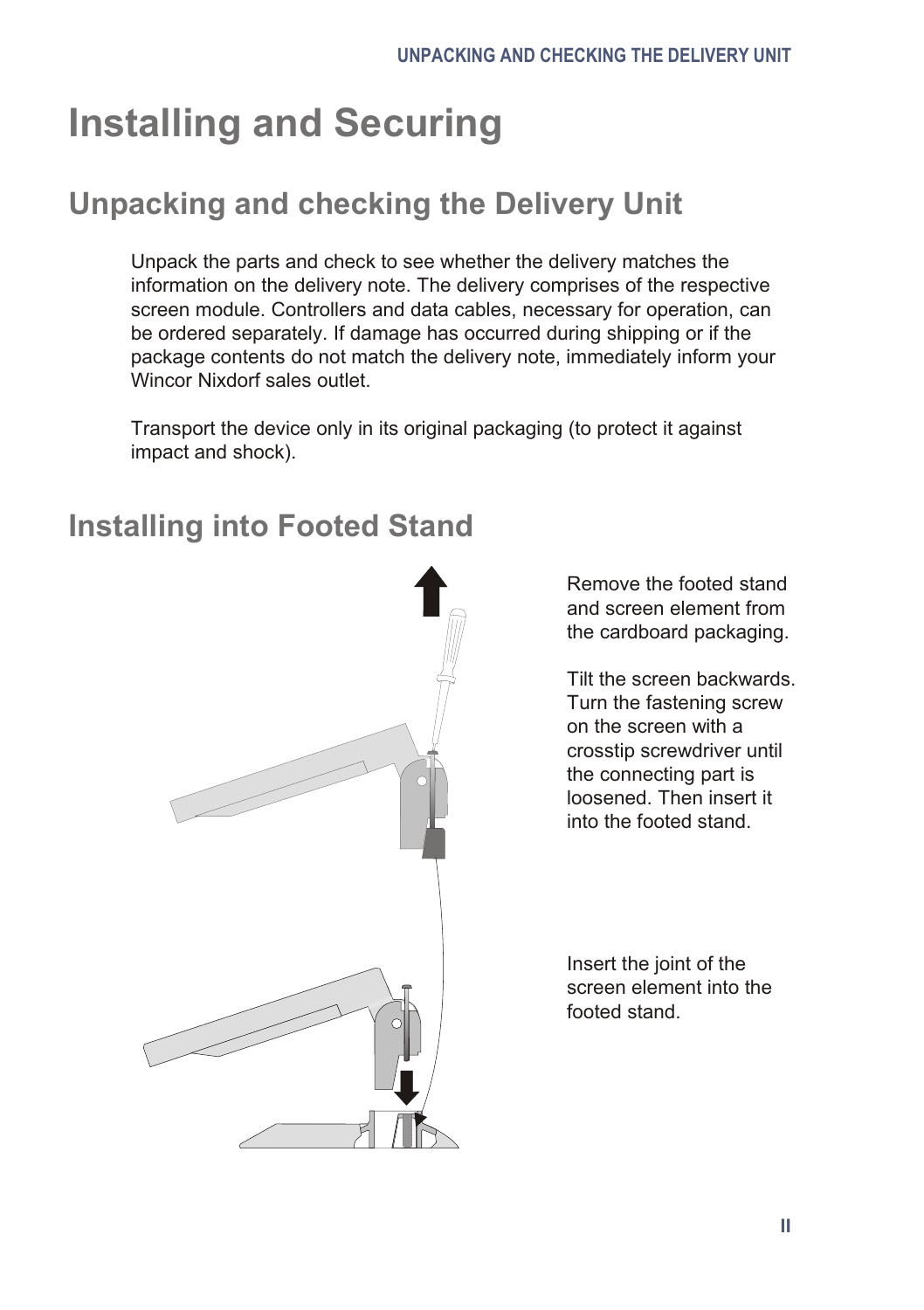# Installing and Securing

## Unpacking and checking the Delivery Unit

Unpack the parts and check to see whether the delivery matches the information on the delivery note. The delivery comprises of the respective screen module. Controllers and data cables, necessary for operation, can be ordered separately. If damage has occurred during shipping or if the package contents do not match the delivery note, immediately inform your Wincor Nixdorf sales outlet.

Transport the device only in its original packaging (to protect it against impact and shock).

## Installing into Footed Stand

Remove the footed stand and screen element from the cardboard packaging.

Tilt the screen backwards. Turn the fastening screw on the screen with a crosstip screwdriver until the connecting part is loosened. Then insert it into the footed stand.

Insert the joint of the screen element into the footed stand.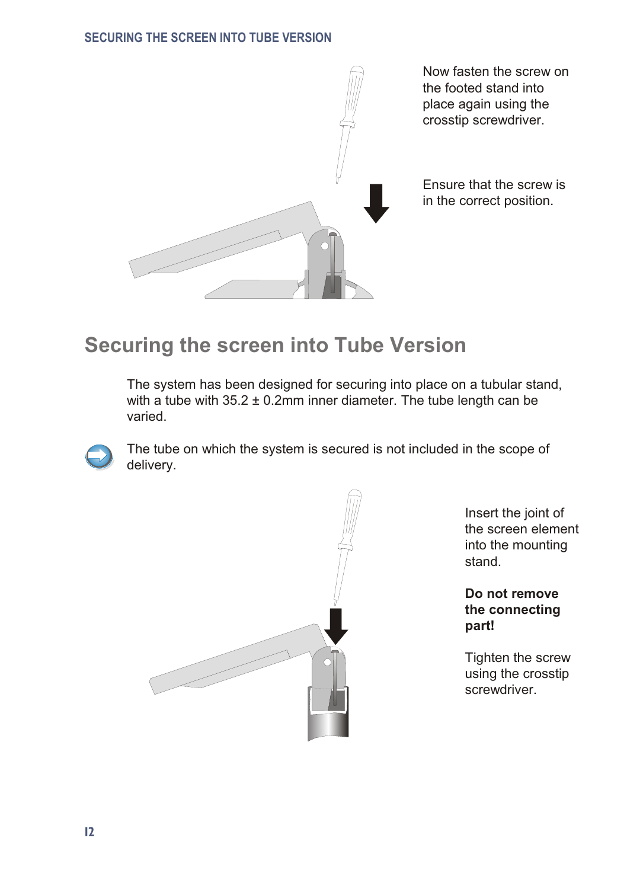Now fasten the screw on the footed stand into place again using the crosstip screwdriver.

Ensure that the screw is in the correct position.

## Securing the screen into Tube Version

The system has been designed for securing into place on a tubular stand, with a tube with 35.2 ± 0.2mm inner diameter. The tube length can be varied.

The tube on which the system is secured is not included in the scope of delivery.

Insert the joint of the screen element into the mounting stand.

**Do not remove the connecting part!**

Tighten the screw using the crosstip screwdriver.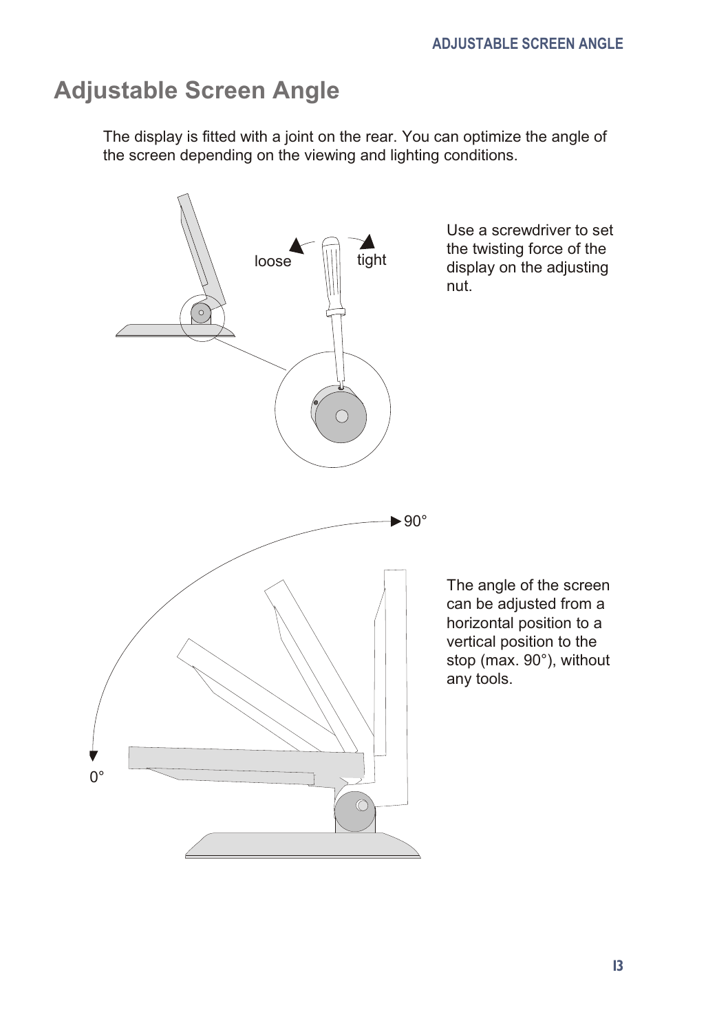# Adjustable Screen Angle

The display is fitted with a joint on the rear. You can optimize the angle of the screen depending on the viewing and lighting conditions.

loose tight

Use a screwdriver to set the twisting force of the display on the adjusting nut.

90°

0°

The angle of the screen can be adjusted from a horizontal position to a vertical position to the stop (max. 90°), without any tools.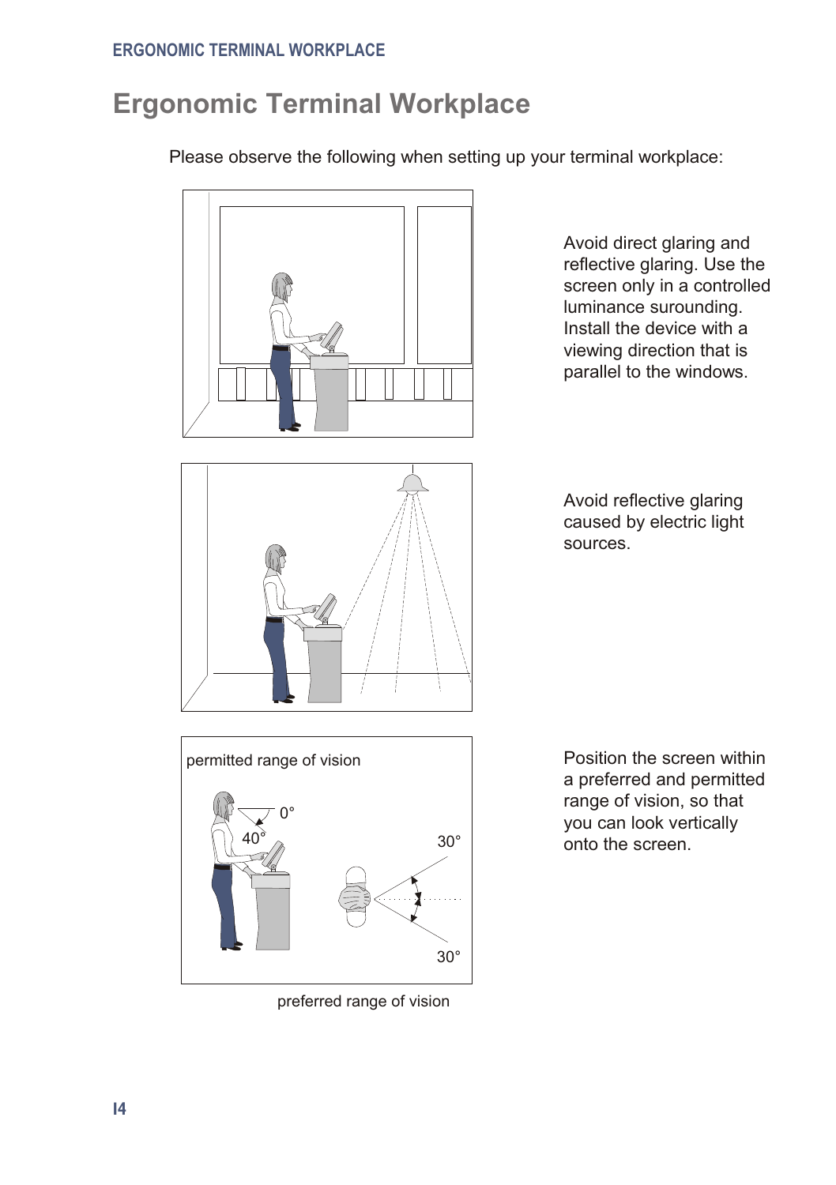# Ergonomic Terminal Workplace

Please observe the following when setting up your terminal workplace:

Avoid direct glaring and reflective glaring. Use the screen only in a controlled luminance surounding. Install the device with a viewing direction that is parallel to the windows.

Avoid reflective glaring caused by electric light sources.

permitted range of vision

0°

40°

30°

30°

preferred range of vision

Position the screen within a preferred and permitted range of vision, so that you can look vertically onto the screen.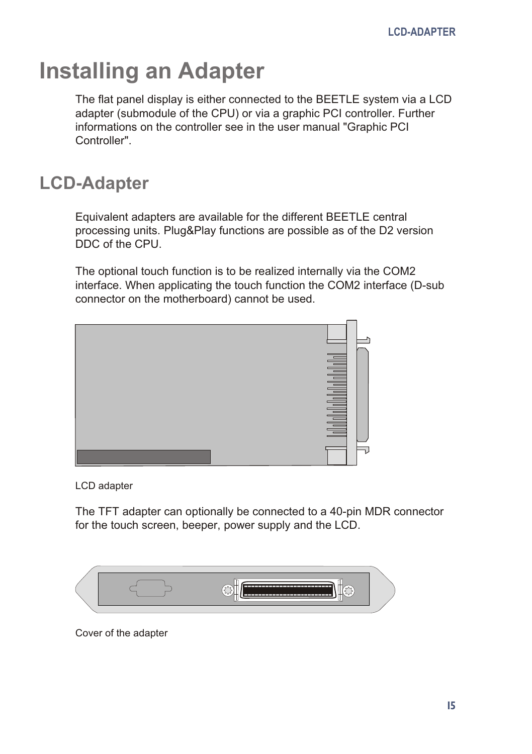# Installing an Adapter

The flat panel display is either connected to the BEETLE system via a LCD adapter (submodule of the CPU) or via a graphic PCI controller. Further informations on the controller see in the user manual "Graphic PCI Controller".

## LCD-Adapter

Equivalent adapters are available for the different BEETLE central processing units. Plug&Play functions are possible as of the D2 version DDC of the CPU.

The optional touch function is to be realized internally via the COM2 interface. When applicating the touch function the COM2 interface (D-sub connector on the motherboard) cannot be used.

LCD adapter

The TFT adapter can optionally be connected to a 40-pin MDR connector for the touch screen, beeper, power supply and the LCD.

Cover of the adapter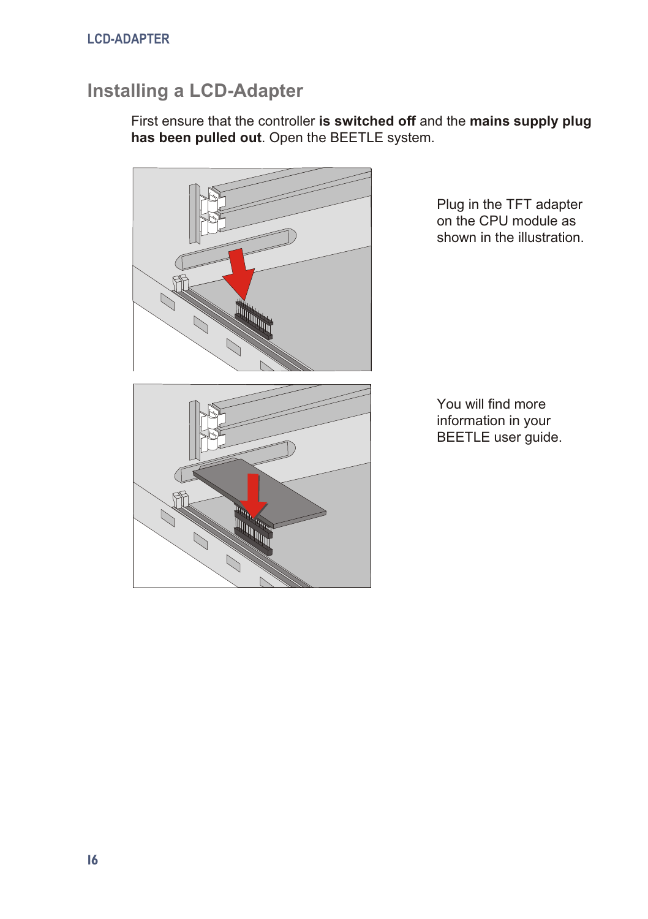## Installing a LCD-Adapter

First ensure that the controller **is switched off** and the **mains supply plug has been pulled out**. Open the BEETLE system.

Plug in the TFT adapter on the CPU module as shown in the illustration.

You will find more information in your BEETLE user guide.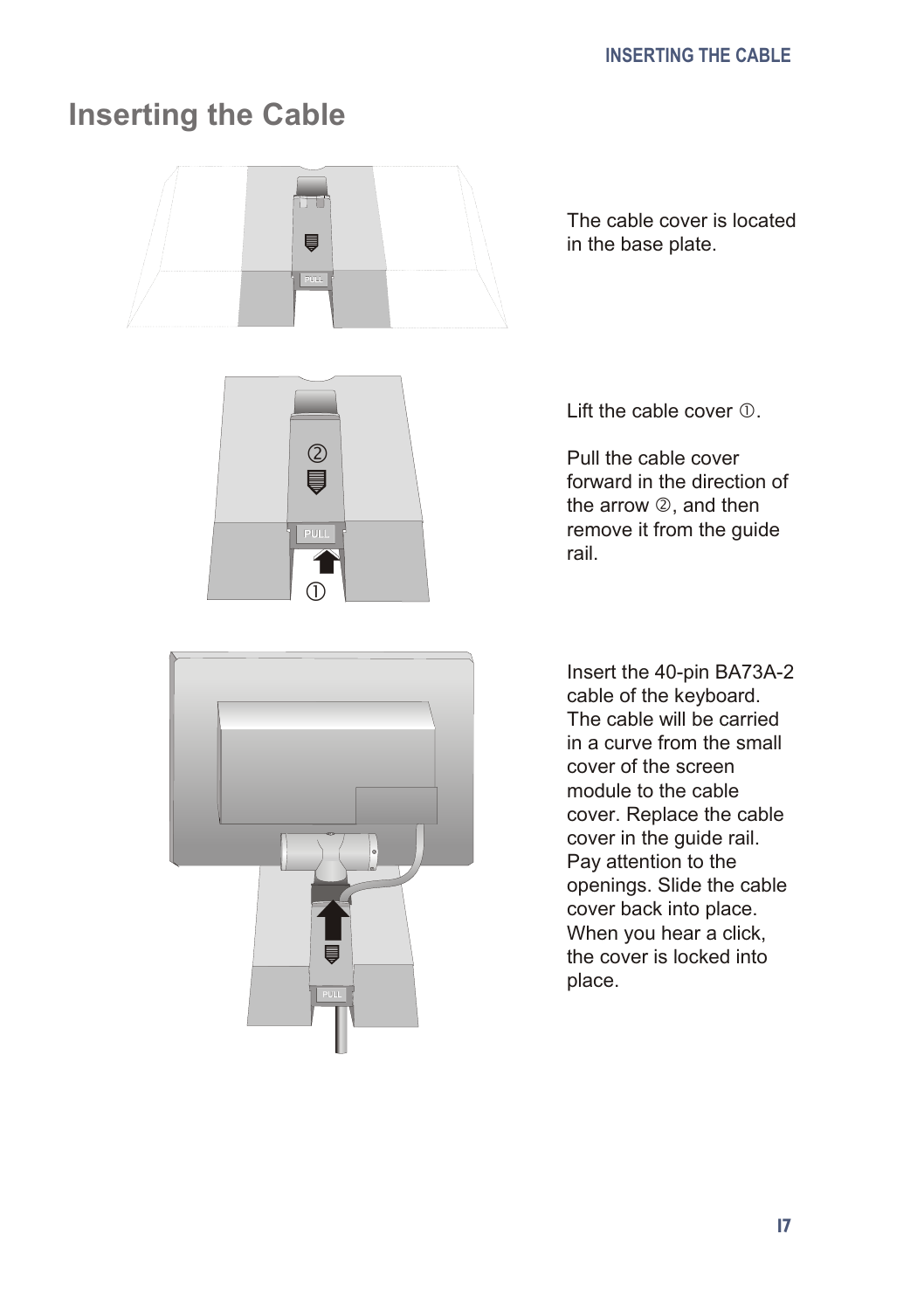# Inserting the Cable

The cable cover is located in the base plate.

Lift the cable cover ①.

Pull the cable cover forward in the direction of the arrow ②, and then remove it from the guide rail.

Insert the 40-pin BA73A-2 cable of the keyboard. The cable will be carried in a curve from the small cover of the screen module to the cable cover. Replace the cable cover in the guide rail. Pay attention to the openings. Slide the cable cover back into place. When you hear a click, the cover is locked into place.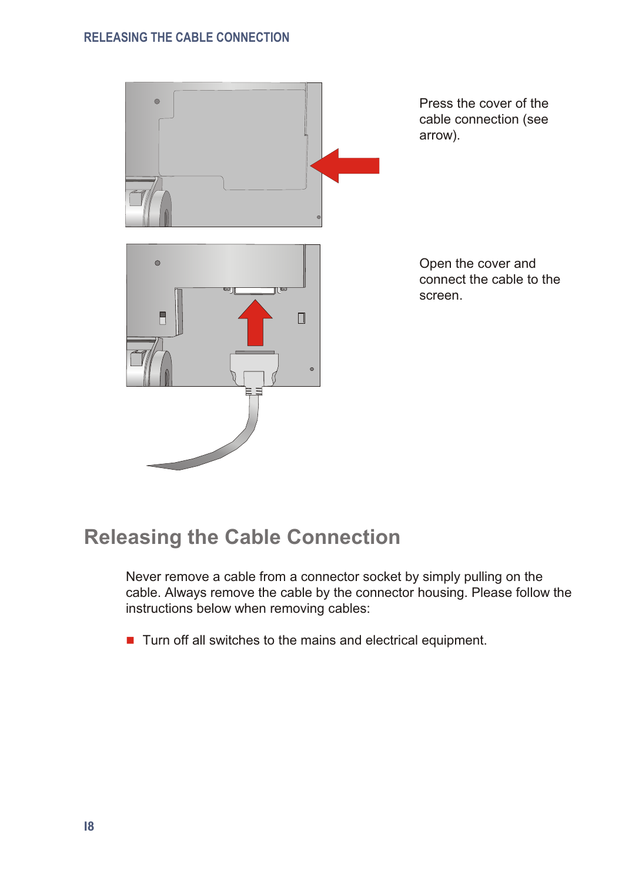Press the cover of the cable connection (see arrow).

Open the cover and connect the cable to the screen.

## Releasing the Cable Connection

Never remove a cable from a connector socket by simply pulling on the cable. Always remove the cable by the connector housing. Please follow the instructions below when removing cables:

- Turn off all switches to the mains and electrical equipment.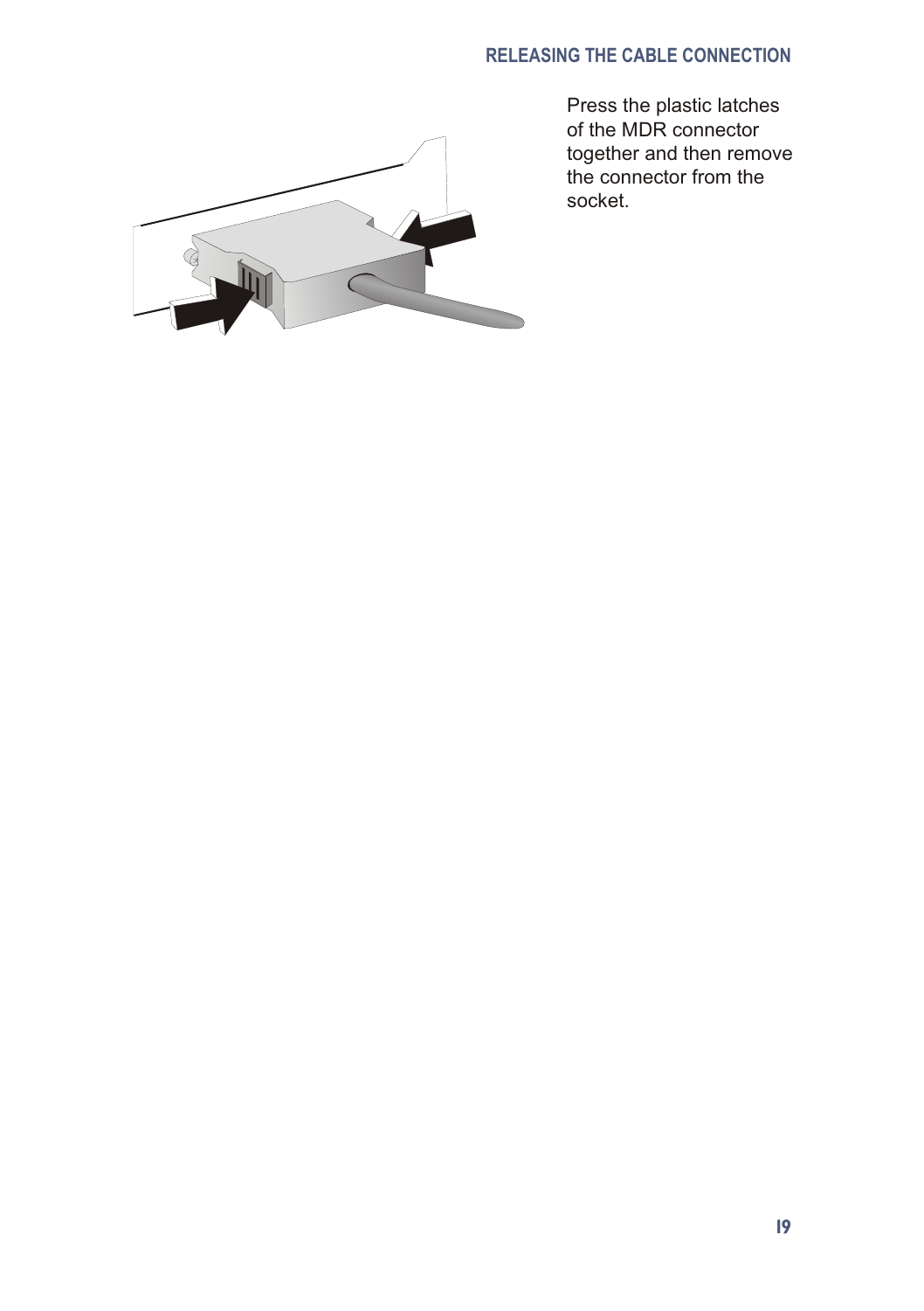## RELEASING THE CABLE CONNECTION

Press the plastic latches of the MDR connector together and then remove the connector from the socket.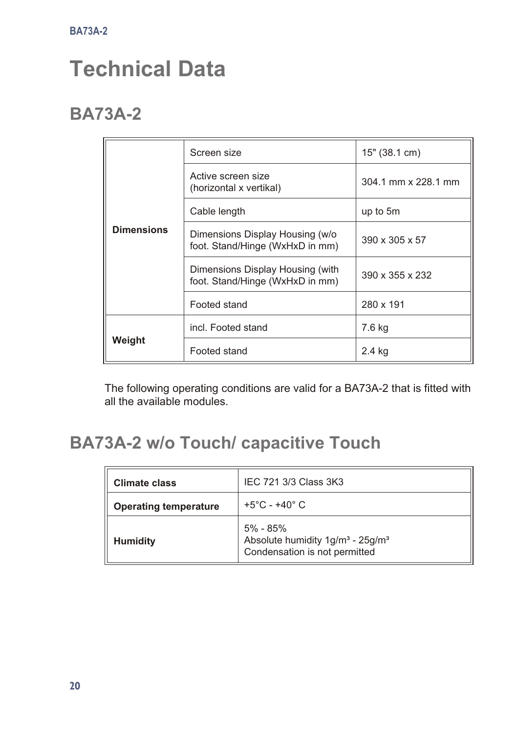// Technical Data

# Technical Data

## BA73A-2

| | | |
|---|---|---|
| **Dimensions** | Screen size | 15" (38.1 cm) |
| | Active screen size (horizontal x vertikal) | 304.1 mm x 228.1 mm |
| | Cable length | up to 5m |
| | Dimensions Display Housing (w/o foot. Stand/Hinge (WxHxD in mm) | 390 x 305 x 57 |
| | Dimensions Display Housing (with foot. Stand/Hinge (WxHxD in mm) | 390 x 355 x 232 |
| | Footed stand | 280 x 191 |
| **Weight** | incl. Footed stand | 7.6 kg |
| | Footed stand | 2.4 kg |

The following operating conditions are valid for a BA73A-2 that is fitted with all the available modules.

## BA73A-2 w/o Touch/ capacitive Touch

| | |
|---|---|
| **Climate class** | IEC 721 3/3 Class 3K3 |
| **Operating temperature** | +5°C - +40° C |
| **Humidity** | 5% - 85%<br>Absolute humidity 1g/m³ - 25g/m³<br>Condensation is not permitted |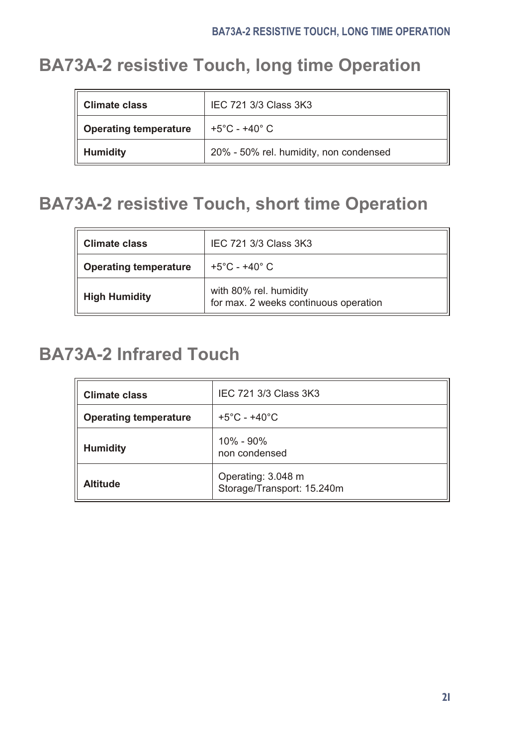# BA73A-2 resistive Touch, long time Operation

| | |
|---|---|
| **Climate class** | IEC 721 3/3 Class 3K3 |
| **Operating temperature** | +5°C - +40° C |
| **Humidity** | 20% - 50% rel. humidity, non condensed |

# BA73A-2 resistive Touch, short time Operation

| | |
|---|---|
| **Climate class** | IEC 721 3/3 Class 3K3 |
| **Operating temperature** | +5°C - +40° C |
| **High Humidity** | with 80% rel. humidity<br>for max. 2 weeks continuous operation |

# BA73A-2 Infrared Touch

| | |
|---|---|
| **Climate class** | IEC 721 3/3 Class 3K3 |
| **Operating temperature** | +5°C - +40°C |
| **Humidity** | 10% - 90%<br>non condensed |
| **Altitude** | Operating: 3.048 m<br>Storage/Transport: 15.240m |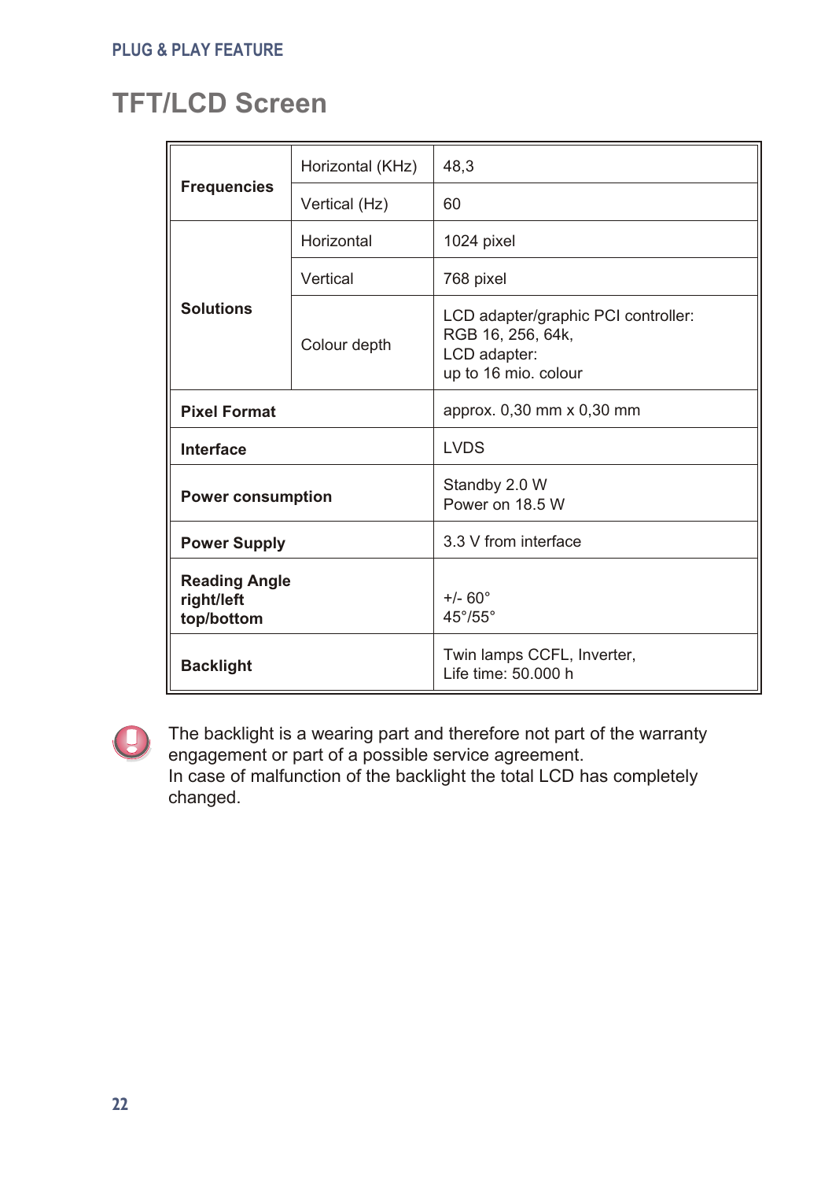# TFT/LCD Screen

| | | |
|---|---|---|
| **Frequencies** | Horizontal (KHz) | 48,3 |
| | Vertical (Hz) | 60 |
| **Solutions** | Horizontal | 1024 pixel |
| | Vertical | 768 pixel |
| | Colour depth | LCD adapter/graphic PCI controller: RGB 16, 256, 64k, LCD adapter: up to 16 mio. colour |
| **Pixel Format** | | approx. 0,30 mm x 0,30 mm |
| **Interface** | | LVDS |
| **Power consumption** | | Standby 2.0 W<br>Power on 18.5 W |
| **Power Supply** | | 3.3 V from interface |
| **Reading Angle**<br>**right/left**<br>**top/bottom** | | +/- 60°<br>45°/55° |
| **Backlight** | | Twin lamps CCFL, Inverter,<br>Life time: 50.000 h |

The backlight is a wearing part and therefore not part of the warranty engagement or part of a possible service agreement.
In case of malfunction of the backlight the total LCD has completely changed.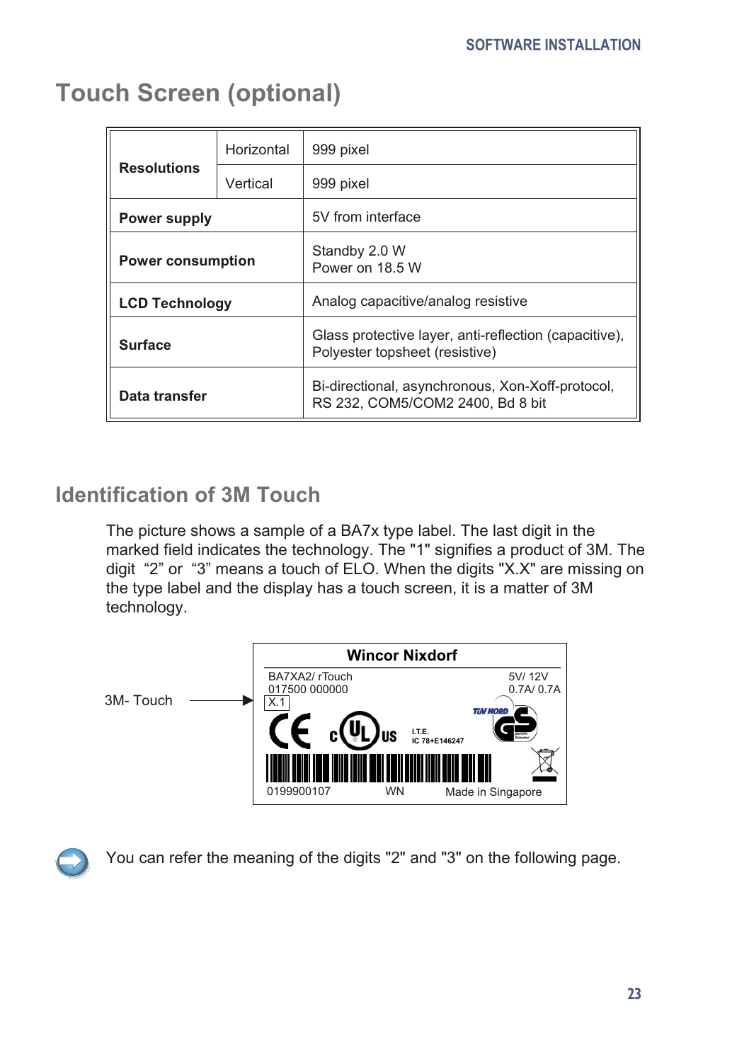# Touch Screen (optional)

| | | |
|---|---|---|
| **Resolutions** | Horizontal | 999 pixel |
| | Vertical | 999 pixel |
| **Power supply** | | 5V from interface |
| **Power consumption** | | Standby 2.0 W<br>Power on 18.5 W |
| **LCD Technology** | | Analog capacitive/analog resistive |
| **Surface** | | Glass protective layer, anti-reflection (capacitive), Polyester topsheet (resistive) |
| **Data transfer** | | Bi-directional, asynchronous, Xon-Xoff-protocol, RS 232, COM5/COM2 2400, Bd 8 bit |

## Identification of 3M Touch

The picture shows a sample of a BA7x type label. The last digit in the marked field indicates the technology. The "1" signifies a product of 3M. The digit "2" or "3" means a touch of ELO. When the digits "X.X" are missing on the type label and the display has a touch screen, it is a matter of 3M technology.

3M- Touch → X.1

**Wincor Nixdorf**

BA7XA2/ rTouch
017500 000000
X.1

5V/ 12V
0.7A/ 0.7A

I.T.E.
IC 78+E146247

0199900107 WN Made in Singapore

You can refer the meaning of the digits "2" and "3" on the following page.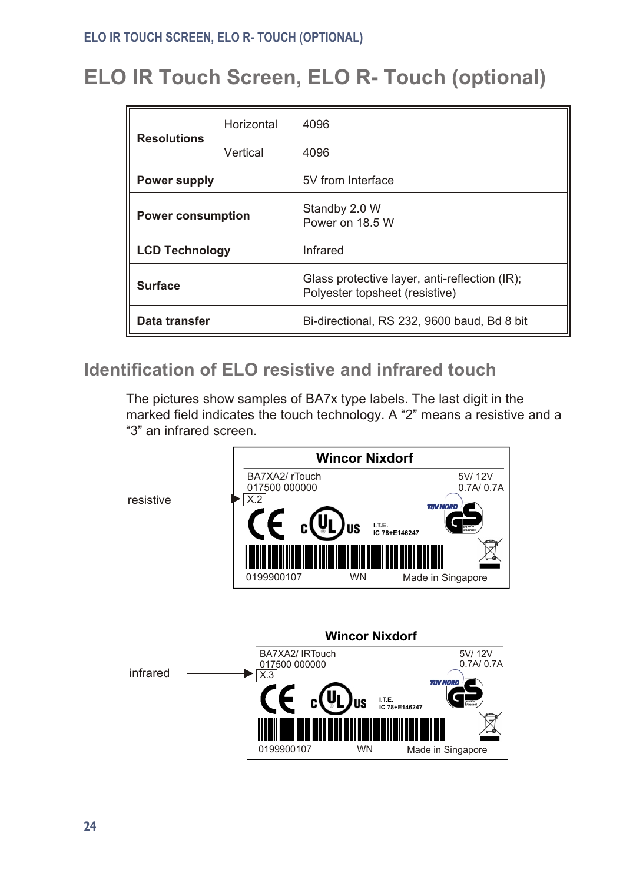# ELO IR Touch Screen, ELO R- Touch (optional)

| | | |
|---|---|---|
| **Resolutions** | Horizontal | 4096 |
| | Vertical | 4096 |
| **Power supply** | | 5V from Interface |
| **Power consumption** | | Standby 2.0 W<br>Power on 18.5 W |
| **LCD Technology** | | Infrared |
| **Surface** | | Glass protective layer, anti-reflection (IR);<br>Polyester topsheet (resistive) |
| **Data transfer** | | Bi-directional, RS 232, 9600 baud, Bd 8 bit |

## Identification of ELO resistive and infrared touch

The pictures show samples of BA7x type labels. The last digit in the marked field indicates the touch technology. A “2” means a resistive and a “3” an infrared screen.

resistive →

Wincor Nixdorf

BA7XA2/ rTouch
017500 000000
X.2

5V/ 12V
0.7A/ 0.7A

I.T.E.
IC 78+E146247

0199900107 WN Made in Singapore

infrared →

Wincor Nixdorf

BA7XA2/ IRTouch
017500 000000
X.3

5V/ 12V
0.7A/ 0.7A

I.T.E.
IC 78+E146247

0199900107 WN Made in Singapore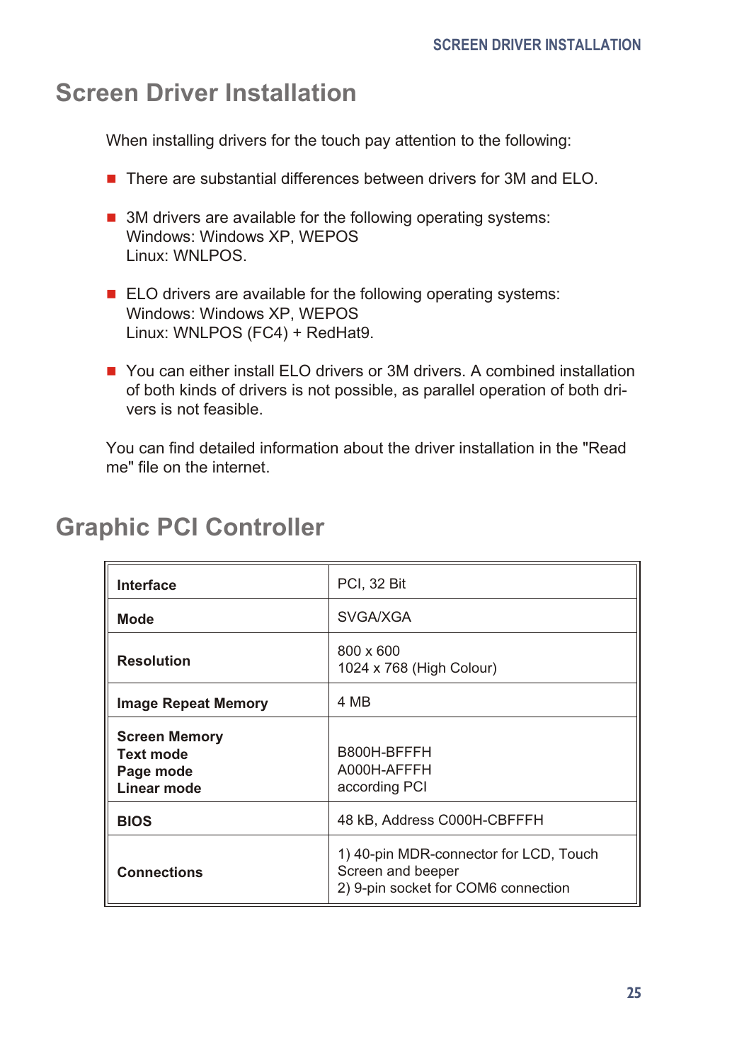# Screen Driver Installation

When installing drivers for the touch pay attention to the following:

- There are substantial differences between drivers for 3M and ELO.
- 3M drivers are available for the following operating systems:
  Windows: Windows XP, WEPOS
  Linux: WNLPOS.
- ELO drivers are available for the following operating systems:
  Windows: Windows XP, WEPOS
  Linux: WNLPOS (FC4) + RedHat9.
- You can either install ELO drivers or 3M drivers. A combined installation of both kinds of drivers is not possible, as parallel operation of both drivers is not feasible.

You can find detailed information about the driver installation in the "Read me" file on the internet.

# Graphic PCI Controller

| | |
|---|---|
| **Interface** | PCI, 32 Bit |
| **Mode** | SVGA/XGA |
| **Resolution** | 800 x 600<br>1024 x 768 (High Colour) |
| **Image Repeat Memory** | 4 MB |
| **Screen Memory**<br>**Text mode**<br>**Page mode**<br>**Linear mode** | <br>B800H-BFFFH<br>A000H-AFFFH<br>according PCI |
| **BIOS** | 48 kB, Address C000H-CBFFFH |
| **Connections** | 1) 40-pin MDR-connector for LCD, Touch Screen and beeper<br>2) 9-pin socket for COM6 connection |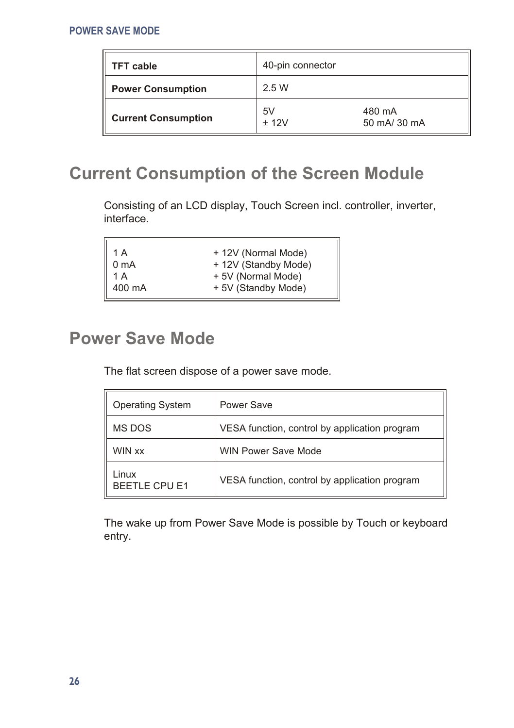| TFT cable | 40-pin connector | |
| --- | --- | --- |
| **Power Consumption** | 2.5 W | |
| **Current Consumption** | 5V<br>± 12V | 480 mA<br>50 mA/ 30 mA |

## Current Consumption of the Screen Module

Consisting of an LCD display, Touch Screen incl. controller, inverter, interface.

| | |
| --- | --- |
| 1 A | + 12V (Normal Mode) |
| 0 mA | + 12V (Standby Mode) |
| 1 A | + 5V (Normal Mode) |
| 400 mA | + 5V (Standby Mode) |

## Power Save Mode

The flat screen dispose of a power save mode.

| Operating System | Power Save |
| --- | --- |
| MS DOS | VESA function, control by application program |
| WIN xx | WIN Power Save Mode |
| Linux<br>BEETLE CPU E1 | VESA function, control by application program |

The wake up from Power Save Mode is possible by Touch or keyboard entry.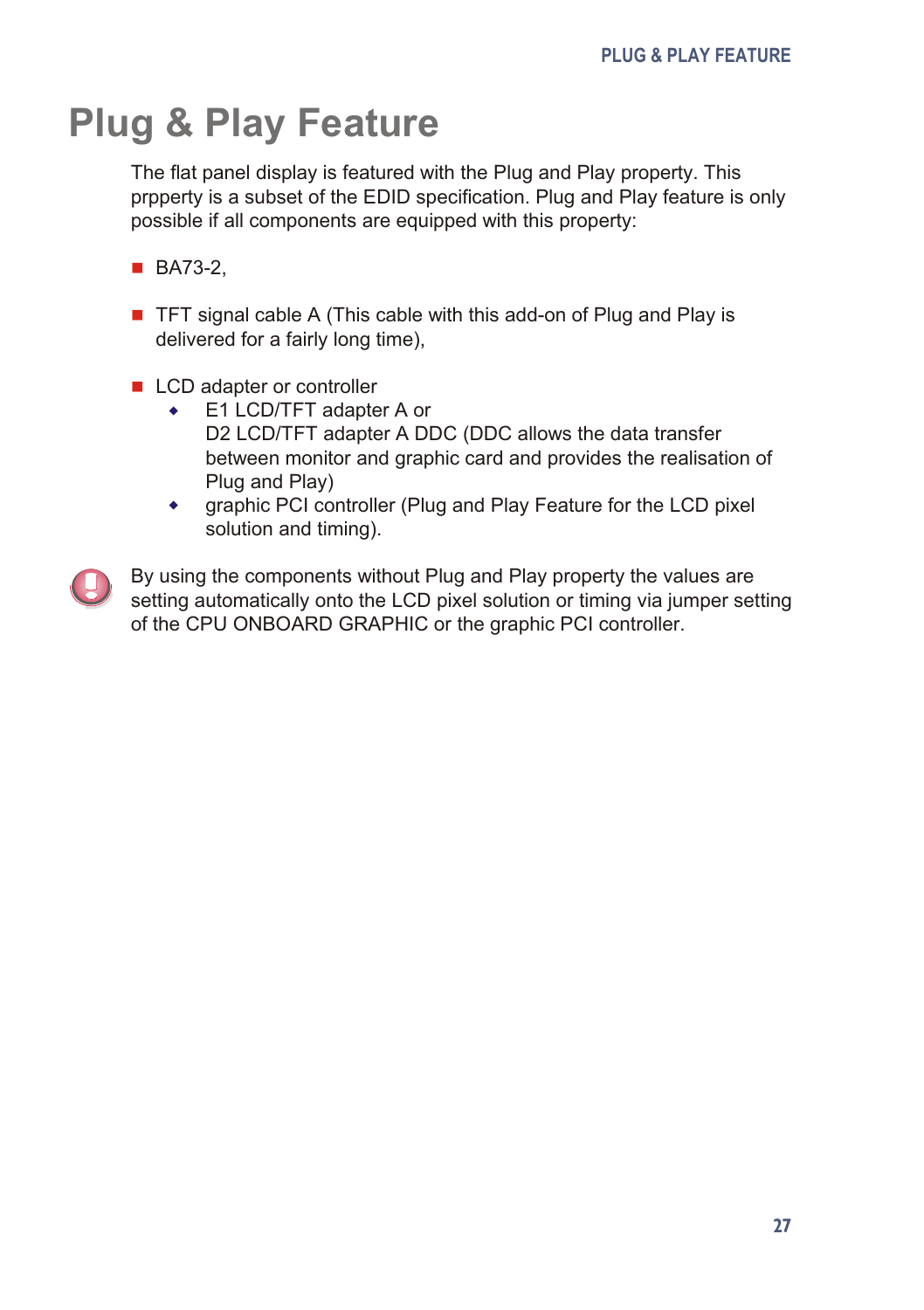# Plug & Play Feature

The flat panel display is featured with the Plug and Play property. This prpperty is a subset of the EDID specification. Plug and Play feature is only possible if all components are equipped with this property:

- BA73-2,

- TFT signal cable A (This cable with this add-on of Plug and Play is delivered for a fairly long time),

- LCD adapter or controller
  - E1 LCD/TFT adapter A or
    D2 LCD/TFT adapter A DDC (DDC allows the data transfer between monitor and graphic card and provides the realisation of Plug and Play)
  - graphic PCI controller (Plug and Play Feature for the LCD pixel solution and timing).

By using the components without Plug and Play property the values are setting automatically onto the LCD pixel solution or timing via jumper setting of the CPU ONBOARD GRAPHIC or the graphic PCI controller.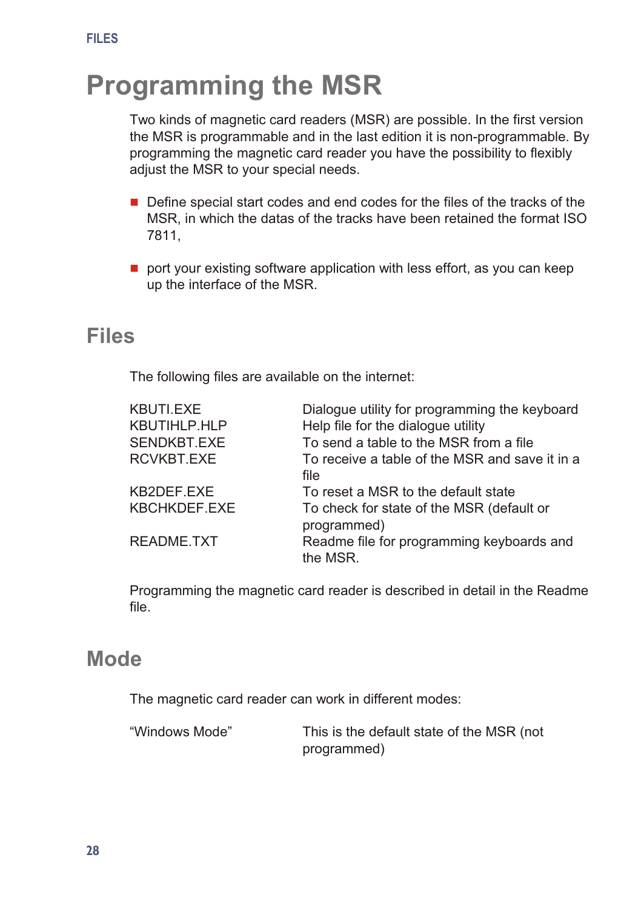# Programming the MSR

Two kinds of magnetic card readers (MSR) are possible. In the first version the MSR is programmable and in the last edition it is non-programmable. By programming the magnetic card reader you have the possibility to flexibly adjust the MSR to your special needs.

- Define special start codes and end codes for the files of the tracks of the MSR, in which the datas of the tracks have been retained the format ISO 7811,
- port your existing software application with less effort, as you can keep up the interface of the MSR.

## Files

The following files are available on the internet:

| | |
|---|---|
| KBUTI.EXE | Dialogue utility for programming the keyboard |
| KBUTIHLP.HLP | Help file for the dialogue utility |
| SENDKBT.EXE | To send a table to the MSR from a file |
| RCVKBT.EXE | To receive a table of the MSR and save it in a file |
| KB2DEF.EXE | To reset a MSR to the default state |
| KBCHKDEF.EXE | To check for state of the MSR (default or programmed) |
| README.TXT | Readme file for programming keyboards and the MSR. |

Programming the magnetic card reader is described in detail in the Readme file.

## Mode

The magnetic card reader can work in different modes:

| | |
|---|---|
| "Windows Mode" | This is the default state of the MSR (not programmed) |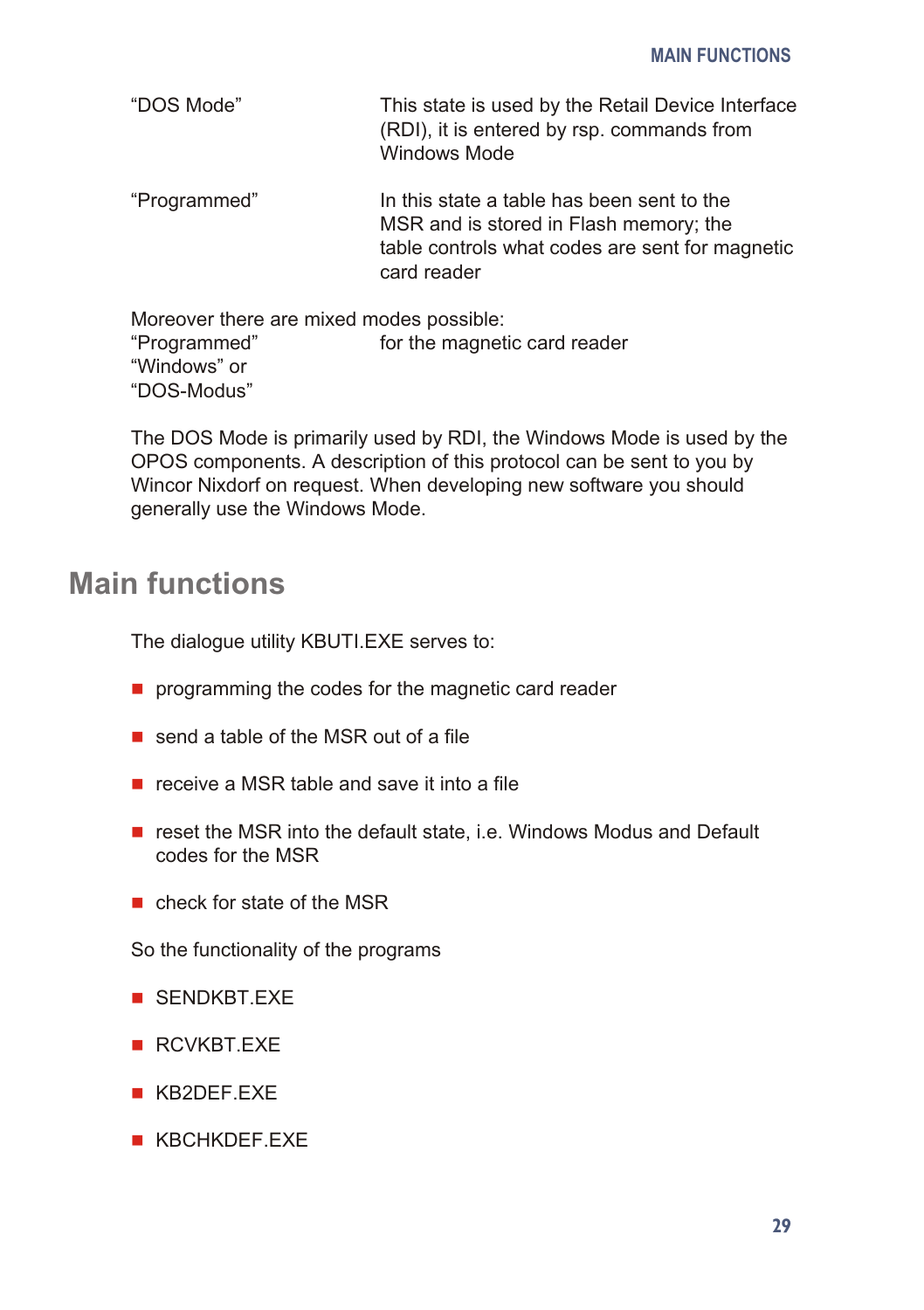| | |
|---|---|
| "DOS Mode" | This state is used by the Retail Device Interface (RDI), it is entered by rsp. commands from Windows Mode |
| "Programmed" | In this state a table has been sent to the MSR and is stored in Flash memory; the table controls what codes are sent for magnetic card reader |

Moreover there are mixed modes possible:

| | |
|---|---|
| "Programmed" | for the magnetic card reader |
| "Windows" or | |
| "DOS-Modus" | |

The DOS Mode is primarily used by RDI, the Windows Mode is used by the OPOS components. A description of this protocol can be sent to you by Wincor Nixdorf on request. When developing new software you should generally use the Windows Mode.

## Main functions

The dialogue utility KBUTI.EXE serves to:

- programming the codes for the magnetic card reader
- send a table of the MSR out of a file
- receive a MSR table and save it into a file
- reset the MSR into the default state, i.e. Windows Modus and Default codes for the MSR
- check for state of the MSR

So the functionality of the programs

- SENDKBT.EXE
- RCVKBT.EXE
- KB2DEF.EXE
- KBCHKDEF.EXE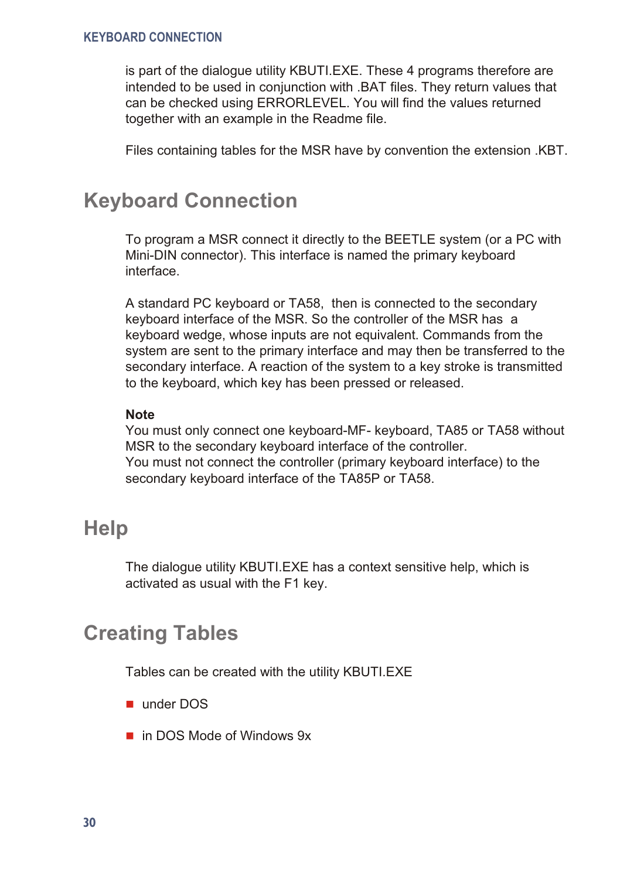is part of the dialogue utility KBUTI.EXE. These 4 programs therefore are intended to be used in conjunction with .BAT files. They return values that can be checked using ERRORLEVEL. You will find the values returned together with an example in the Readme file.

Files containing tables for the MSR have by convention the extension .KBT.

## Keyboard Connection

To program a MSR connect it directly to the BEETLE system (or a PC with Mini-DIN connector). This interface is named the primary keyboard interface.

A standard PC keyboard or TA58, then is connected to the secondary keyboard interface of the MSR. So the controller of the MSR has a keyboard wedge, whose inputs are not equivalent. Commands from the system are sent to the primary interface and may then be transferred to the secondary interface. A reaction of the system to a key stroke is transmitted to the keyboard, which key has been pressed or released.

**Note**
You must only connect one keyboard-MF- keyboard, TA85 or TA58 without MSR to the secondary keyboard interface of the controller.
You must not connect the controller (primary keyboard interface) to the secondary keyboard interface of the TA85P or TA58.

## Help

The dialogue utility KBUTI.EXE has a context sensitive help, which is activated as usual with the F1 key.

## Creating Tables

Tables can be created with the utility KBUTI.EXE

- under DOS
- in DOS Mode of Windows 9x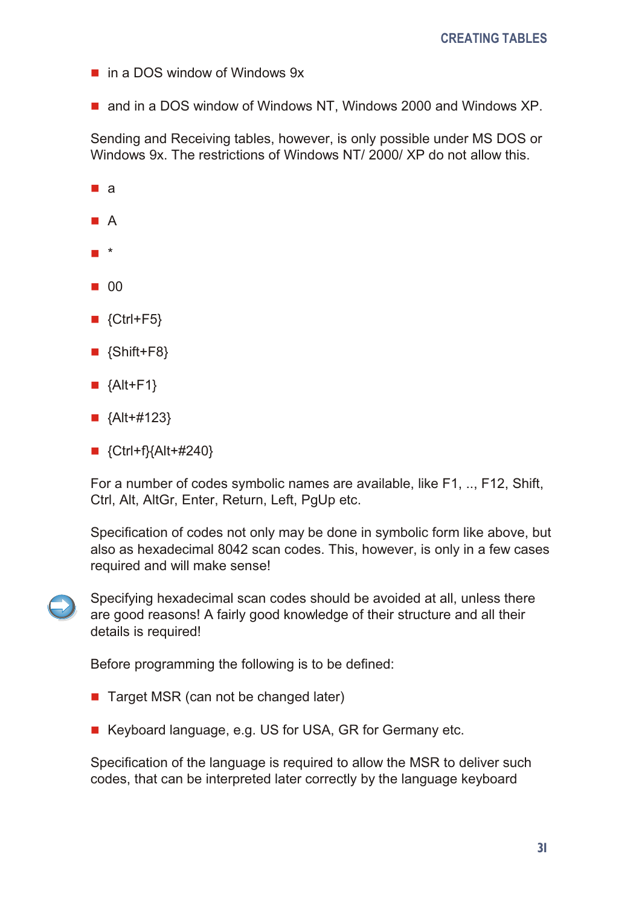- in a DOS window of Windows 9x
- and in a DOS window of Windows NT, Windows 2000 and Windows XP.

Sending and Receiving tables, however, is only possible under MS DOS or Windows 9x. The restrictions of Windows NT/ 2000/ XP do not allow this.

- a
- A
- *
- 00
- {Ctrl+F5}
- {Shift+F8}
- {Alt+F1}
- {Alt+#123}
- {Ctrl+f}{Alt+#240}

For a number of codes symbolic names are available, like F1, .., F12, Shift, Ctrl, Alt, AltGr, Enter, Return, Left, PgUp etc.

Specification of codes not only may be done in symbolic form like above, but also as hexadecimal 8042 scan codes. This, however, is only in a few cases required and will make sense!

Specifying hexadecimal scan codes should be avoided at all, unless there are good reasons! A fairly good knowledge of their structure and all their details is required!

Before programming the following is to be defined:

- Target MSR (can not be changed later)
- Keyboard language, e.g. US for USA, GR for Germany etc.

Specification of the language is required to allow the MSR to deliver such codes, that can be interpreted later correctly by the language keyboard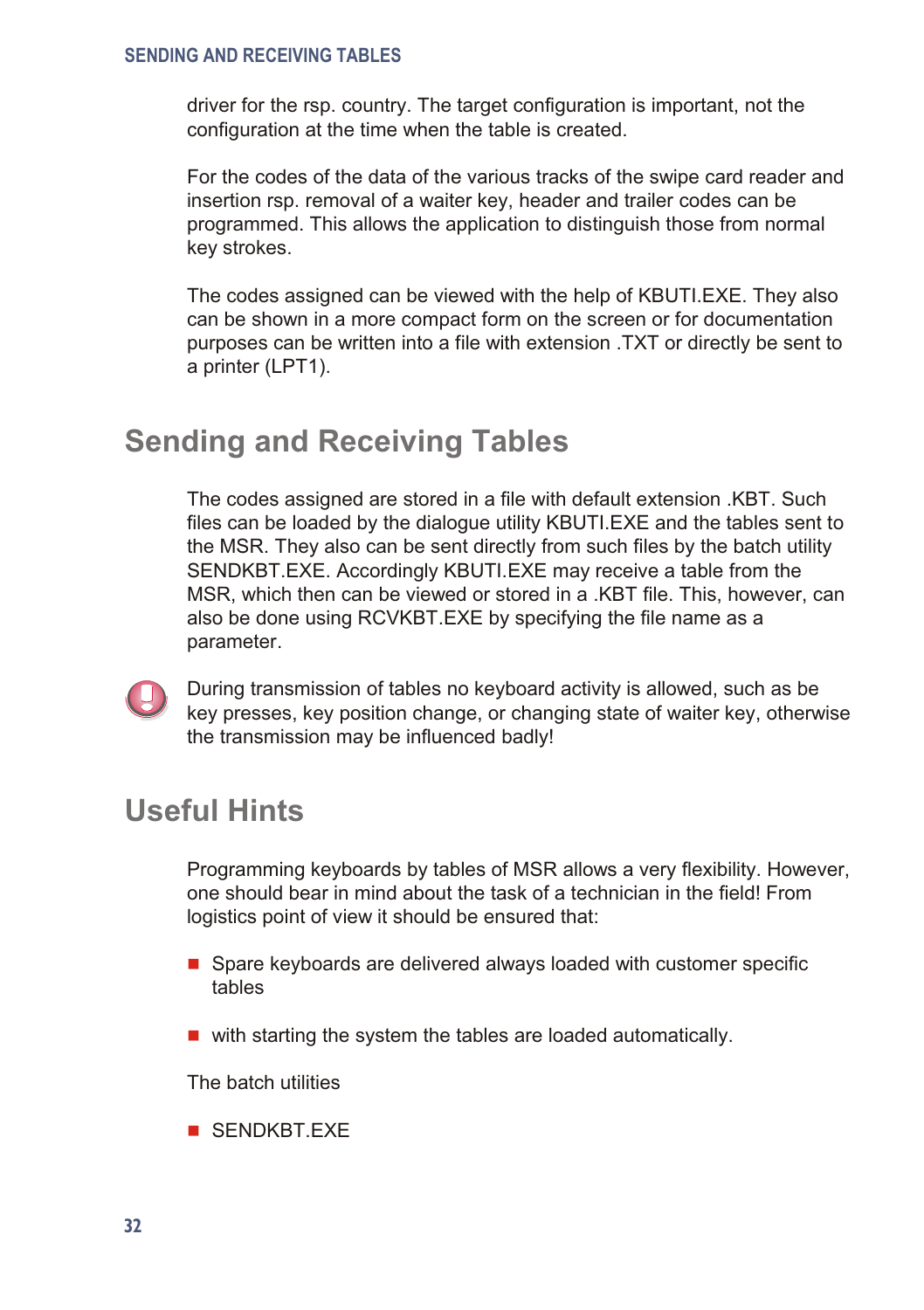driver for the rsp. country. The target configuration is important, not the configuration at the time when the table is created.

For the codes of the data of the various tracks of the swipe card reader and insertion rsp. removal of a waiter key, header and trailer codes can be programmed. This allows the application to distinguish those from normal key strokes.

The codes assigned can be viewed with the help of KBUTI.EXE. They also can be shown in a more compact form on the screen or for documentation purposes can be written into a file with extension .TXT or directly be sent to a printer (LPT1).

## Sending and Receiving Tables

The codes assigned are stored in a file with default extension .KBT. Such files can be loaded by the dialogue utility KBUTI.EXE and the tables sent to the MSR. They also can be sent directly from such files by the batch utility SENDKBT.EXE. Accordingly KBUTI.EXE may receive a table from the MSR, which then can be viewed or stored in a .KBT file. This, however, can also be done using RCVKBT.EXE by specifying the file name as a parameter.

During transmission of tables no keyboard activity is allowed, such as be key presses, key position change, or changing state of waiter key, otherwise the transmission may be influenced badly!

## Useful Hints

Programming keyboards by tables of MSR allows a very flexibility. However, one should bear in mind about the task of a technician in the field! From logistics point of view it should be ensured that:

- Spare keyboards are delivered always loaded with customer specific tables
- with starting the system the tables are loaded automatically.

The batch utilities

- SENDKBT.EXE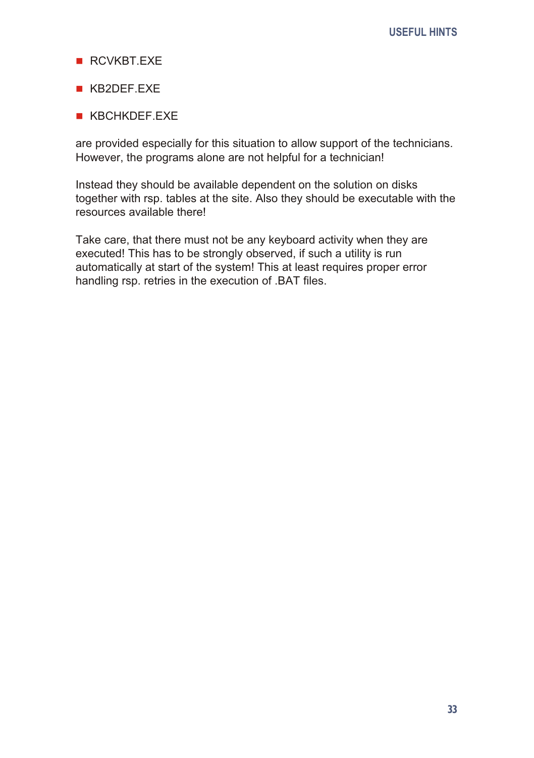- RCVKBT.EXE
- KB2DEF.EXE
- KBCHKDEF.EXE

are provided especially for this situation to allow support of the technicians. However, the programs alone are not helpful for a technician!

Instead they should be available dependent on the solution on disks together with rsp. tables at the site. Also they should be executable with the resources available there!

Take care, that there must not be any keyboard activity when they are executed! This has to be strongly observed, if such a utility is run automatically at start of the system! This at least requires proper error handling rsp. retries in the execution of .BAT files.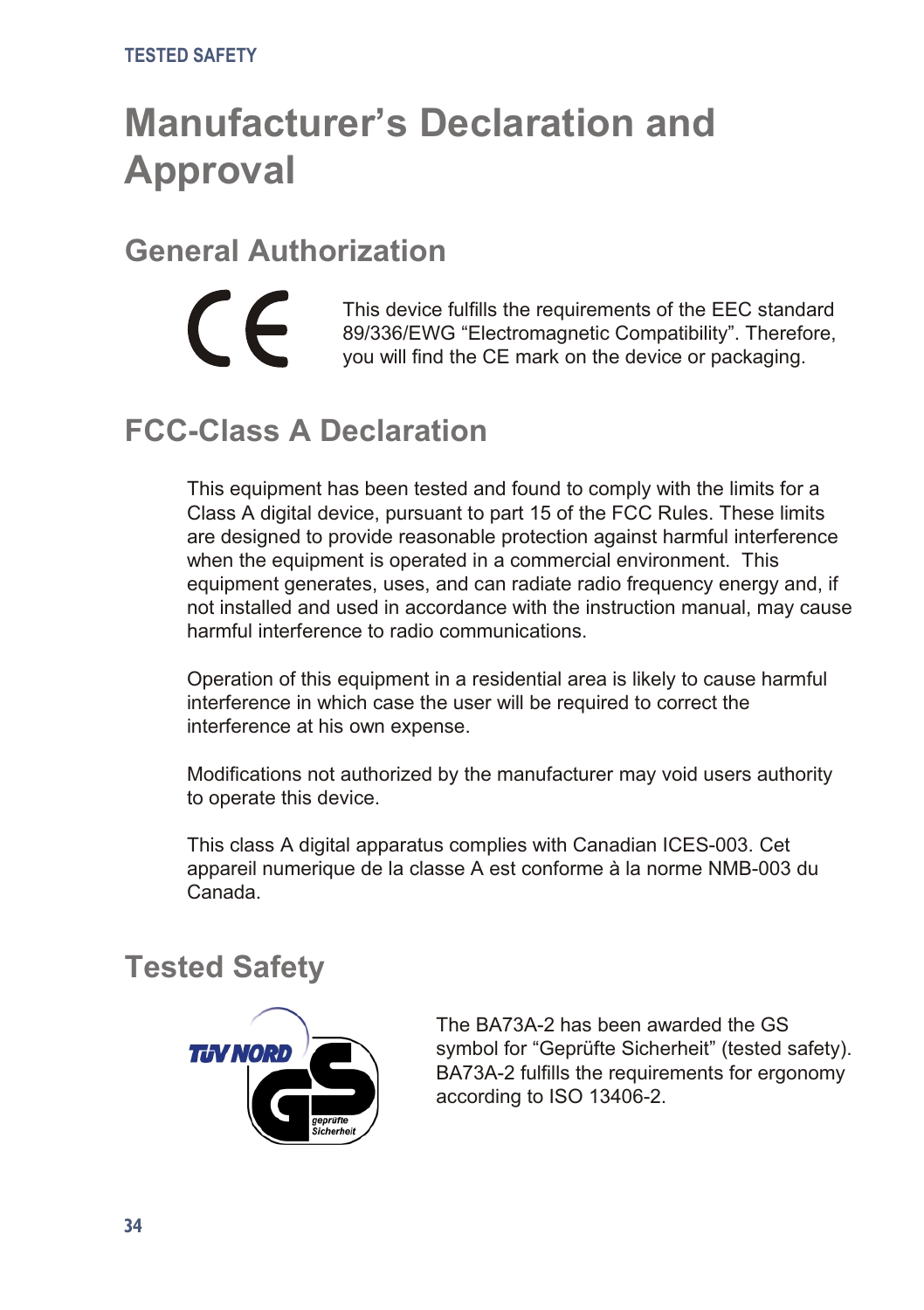# Manufacturer's Declaration and Approval

## General Authorization

This device fulfills the requirements of the EEC standard 89/336/EWG "Electromagnetic Compatibility". Therefore, you will find the CE mark on the device or packaging.

## FCC-Class A Declaration

This equipment has been tested and found to comply with the limits for a Class A digital device, pursuant to part 15 of the FCC Rules. These limits are designed to provide reasonable protection against harmful interference when the equipment is operated in a commercial environment. This equipment generates, uses, and can radiate radio frequency energy and, if not installed and used in accordance with the instruction manual, may cause harmful interference to radio communications.

Operation of this equipment in a residential area is likely to cause harmful interference in which case the user will be required to correct the interference at his own expense.

Modifications not authorized by the manufacturer may void users authority to operate this device.

This class A digital apparatus complies with Canadian ICES-003. Cet appareil numerique de la classe A est conforme à la norme NMB-003 du Canada.

## Tested Safety

The BA73A-2 has been awarded the GS symbol for "Geprüfte Sicherheit" (tested safety). BA73A-2 fulfills the requirements for ergonomy according to ISO 13406-2.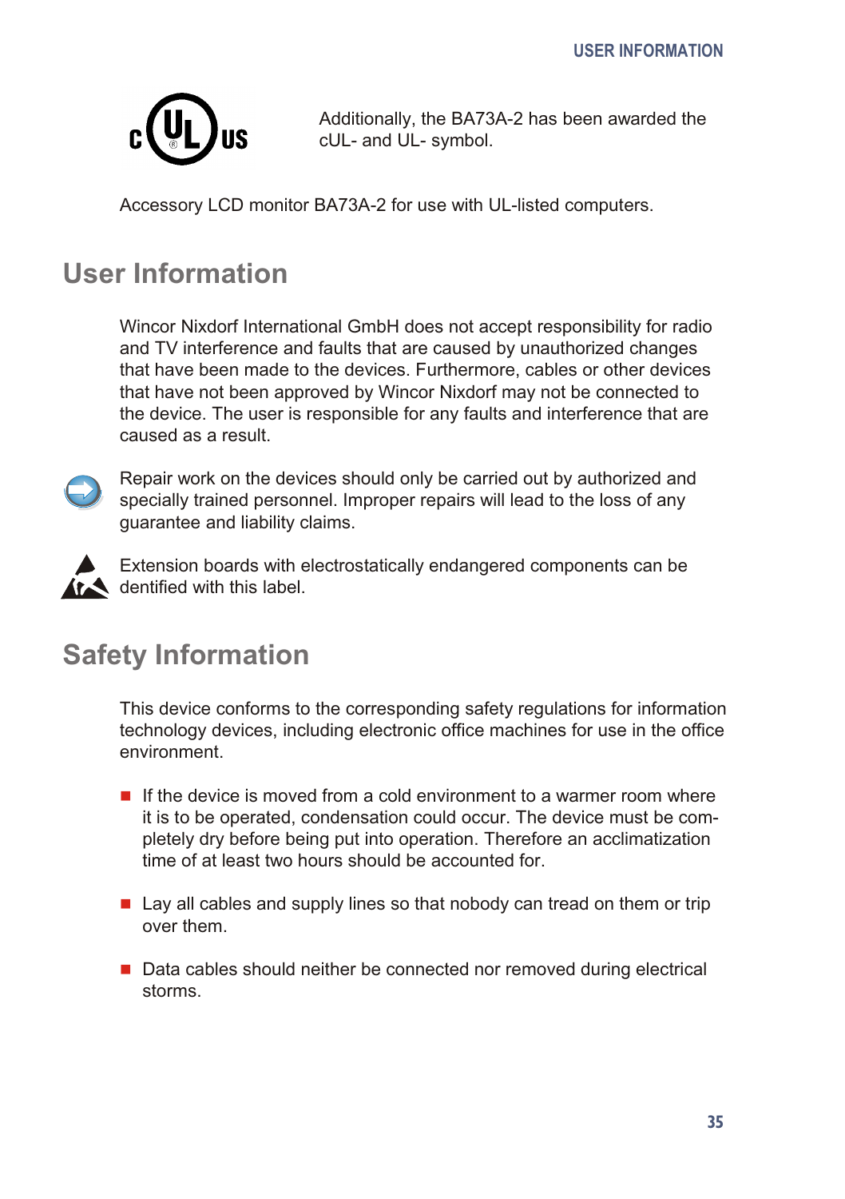Additionally, the BA73A-2 has been awarded the cUL- and UL- symbol.

Accessory LCD monitor BA73A-2 for use with UL-listed computers.

## User Information

Wincor Nixdorf International GmbH does not accept responsibility for radio and TV interference and faults that are caused by unauthorized changes that have been made to the devices. Furthermore, cables or other devices that have not been approved by Wincor Nixdorf may not be connected to the device. The user is responsible for any faults and interference that are caused as a result.

Repair work on the devices should only be carried out by authorized and specially trained personnel. Improper repairs will lead to the loss of any guarantee and liability claims.

Extension boards with electrostatically endangered components can be dentified with this label.

## Safety Information

This device conforms to the corresponding safety regulations for information technology devices, including electronic office machines for use in the office environment.

- If the device is moved from a cold environment to a warmer room where it is to be operated, condensation could occur. The device must be completely dry before being put into operation. Therefore an acclimatization time of at least two hours should be accounted for.
- Lay all cables and supply lines so that nobody can tread on them or trip over them.
- Data cables should neither be connected nor removed during electrical storms.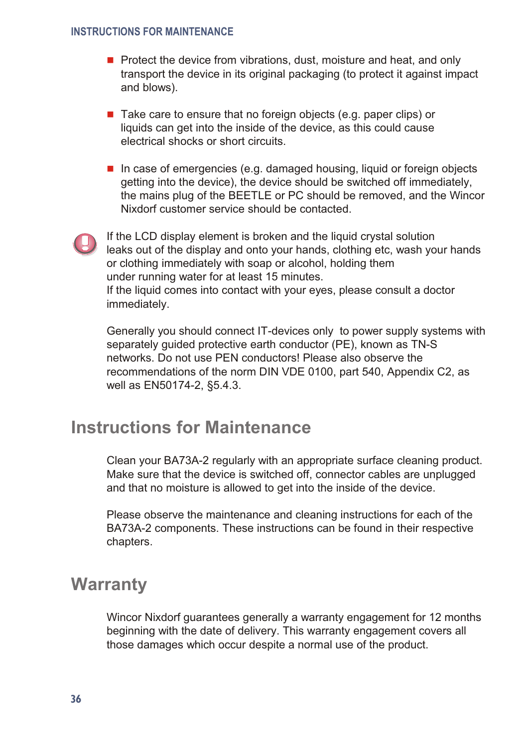- Protect the device from vibrations, dust, moisture and heat, and only transport the device in its original packaging (to protect it against impact and blows).

- Take care to ensure that no foreign objects (e.g. paper clips) or liquids can get into the inside of the device, as this could cause electrical shocks or short circuits.

- In case of emergencies (e.g. damaged housing, liquid or foreign objects getting into the device), the device should be switched off immediately, the mains plug of the BEETLE or PC should be removed, and the Wincor Nixdorf customer service should be contacted.

If the LCD display element is broken and the liquid crystal solution leaks out of the display and onto your hands, clothing etc, wash your hands or clothing immediately with soap or alcohol, holding them under running water for at least 15 minutes.
If the liquid comes into contact with your eyes, please consult a doctor immediately.

Generally you should connect IT-devices only to power supply systems with separately guided protective earth conductor (PE), known as TN-S networks. Do not use PEN conductors! Please also observe the recommendations of the norm DIN VDE 0100, part 540, Appendix C2, as well as EN50174-2, §5.4.3.

## Instructions for Maintenance

Clean your BA73A-2 regularly with an appropriate surface cleaning product. Make sure that the device is switched off, connector cables are unplugged and that no moisture is allowed to get into the inside of the device.

Please observe the maintenance and cleaning instructions for each of the BA73A-2 components. These instructions can be found in their respective chapters.

## Warranty

Wincor Nixdorf guarantees generally a warranty engagement for 12 months beginning with the date of delivery. This warranty engagement covers all those damages which occur despite a normal use of the product.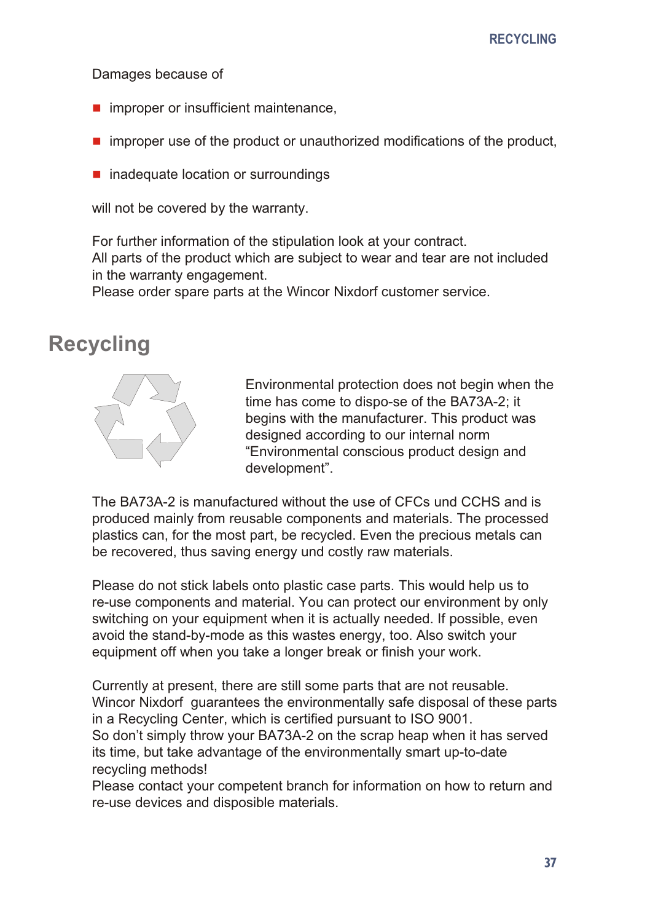Damages because of

- improper or insufficient maintenance,
- improper use of the product or unauthorized modifications of the product,
- inadequate location or surroundings

will not be covered by the warranty.

For further information of the stipulation look at your contract.
All parts of the product which are subject to wear and tear are not included in the warranty engagement.
Please order spare parts at the Wincor Nixdorf customer service.

## Recycling

Environmental protection does not begin when the time has come to dispo-se of the BA73A-2; it begins with the manufacturer. This product was designed according to our internal norm "Environmental conscious product design and development".

The BA73A-2 is manufactured without the use of CFCs und CCHS and is produced mainly from reusable components and materials. The processed plastics can, for the most part, be recycled. Even the precious metals can be recovered, thus saving energy und costly raw materials.

Please do not stick labels onto plastic case parts. This would help us to re-use components and material. You can protect our environment by only switching on your equipment when it is actually needed. If possible, even avoid the stand-by-mode as this wastes energy, too. Also switch your equipment off when you take a longer break or finish your work.

Currently at present, there are still some parts that are not reusable. Wincor Nixdorf guarantees the environmentally safe disposal of these parts in a Recycling Center, which is certified pursuant to ISO 9001.
So don't simply throw your BA73A-2 on the scrap heap when it has served its time, but take advantage of the environmentally smart up-to-date recycling methods!
Please contact your competent branch for information on how to return and re-use devices and disposible materials.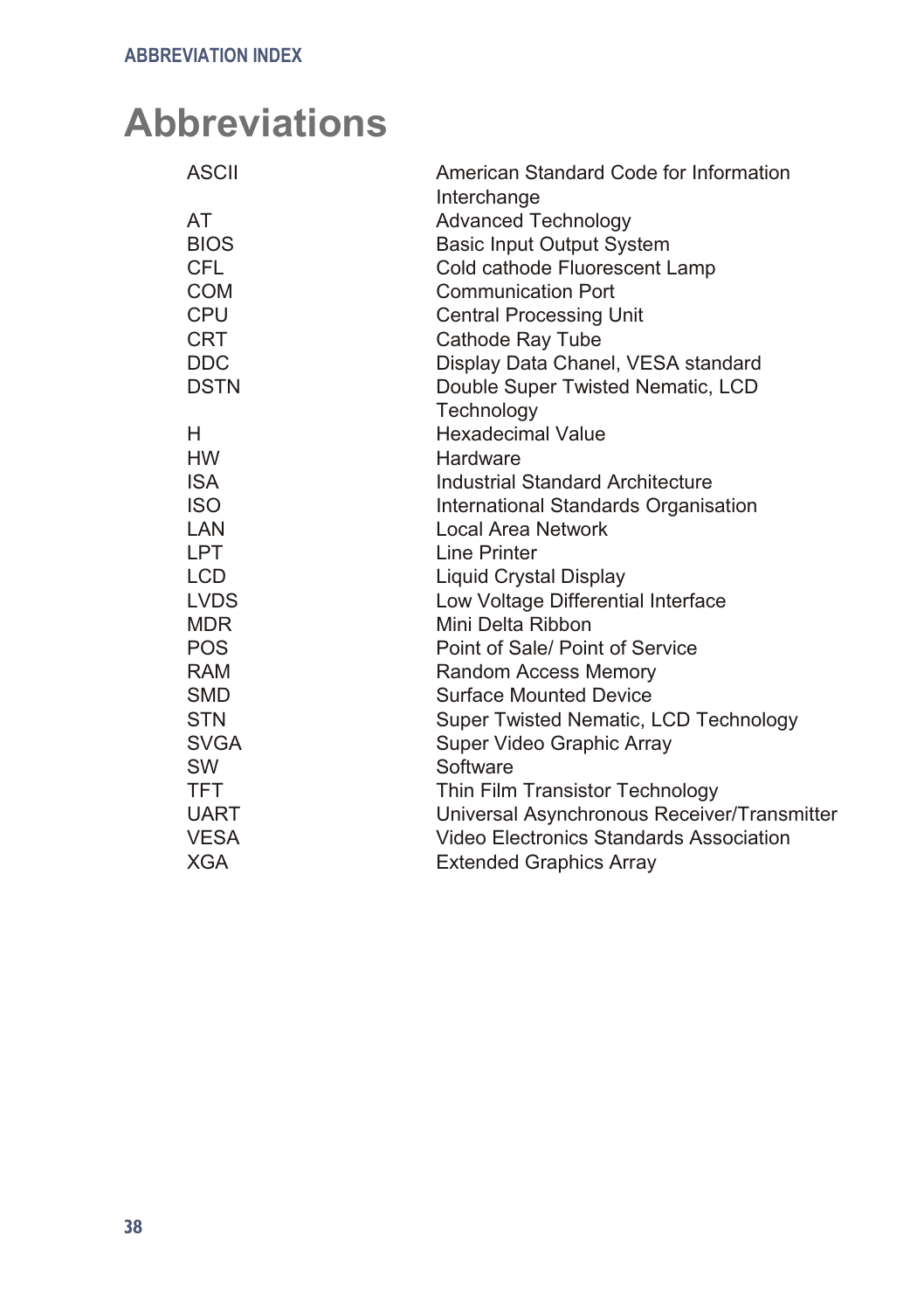# Abbreviations

| | |
|---|---|
| ASCII | American Standard Code for Information Interchange |
| AT | Advanced Technology |
| BIOS | Basic Input Output System |
| CFL | Cold cathode Fluorescent Lamp |
| COM | Communication Port |
| CPU | Central Processing Unit |
| CRT | Cathode Ray Tube |
| DDC | Display Data Chanel, VESA standard |
| DSTN | Double Super Twisted Nematic, LCD Technology |
| H | Hexadecimal Value |
| HW | Hardware |
| ISA | Industrial Standard Architecture |
| ISO | International Standards Organisation |
| LAN | Local Area Network |
| LPT | Line Printer |
| LCD | Liquid Crystal Display |
| LVDS | Low Voltage Differential Interface |
| MDR | Mini Delta Ribbon |
| POS | Point of Sale/ Point of Service |
| RAM | Random Access Memory |
| SMD | Surface Mounted Device |
| STN | Super Twisted Nematic, LCD Technology |
| SVGA | Super Video Graphic Array |
| SW | Software |
| TFT | Thin Film Transistor Technology |
| UART | Universal Asynchronous Receiver/Transmitter |
| VESA | Video Electronics Standards Association |
| XGA | Extended Graphics Array |